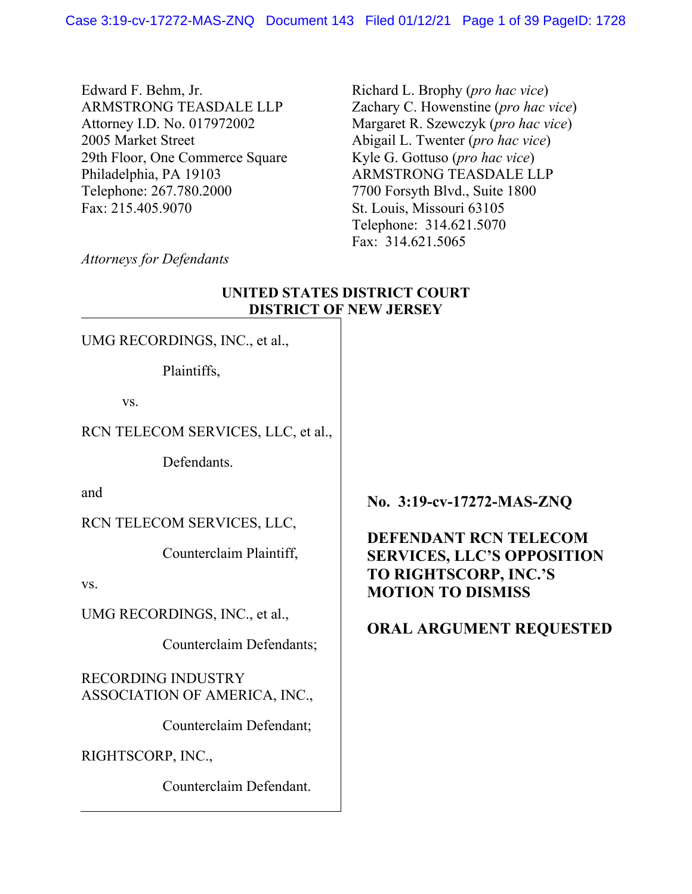Edward F. Behm, Jr.
ARMSTRONG TEASDALE LLP
Attorney I.D. No. 017972002
2005 Market Street
29th Floor, One Commerce Square
Philadelphia, PA 19103
Telephone: 267.780.2000
Fax: 215.405.9070

Richard L. Brophy (*pro hac vice*)
Zachary C. Howenstine (*pro hac vice*)
Margaret R. Szewczyk (*pro hac vice*)
Abigail L. Twenter (*pro hac vice*)
Kyle G. Gottuso (*pro hac vice*)
ARMSTRONG TEASDALE LLP
7700 Forsyth Blvd., Suite 1800
St. Louis, Missouri 63105
Telephone: 314.621.5070
Fax: 314.621.5065

*Attorneys for Defendants*

**UNITED STATES DISTRICT COURT**
**DISTRICT OF NEW JERSEY**

UMG RECORDINGS, INC., et al.,

Plaintiffs,

vs.

RCN TELECOM SERVICES, LLC, et al.,

Defendants.

and

RCN TELECOM SERVICES, LLC,

Counterclaim Plaintiff,

vs.

UMG RECORDINGS, INC., et al.,

Counterclaim Defendants;

RECORDING INDUSTRY ASSOCIATION OF AMERICA, INC.,

Counterclaim Defendant;

RIGHTSCORP, INC.,

Counterclaim Defendant.

**No. 3:19-cv-17272-MAS-ZNQ**

**DEFENDANT RCN TELECOM SERVICES, LLC'S OPPOSITION TO RIGHTSCORP, INC.'S MOTION TO DISMISS**

**ORAL ARGUMENT REQUESTED**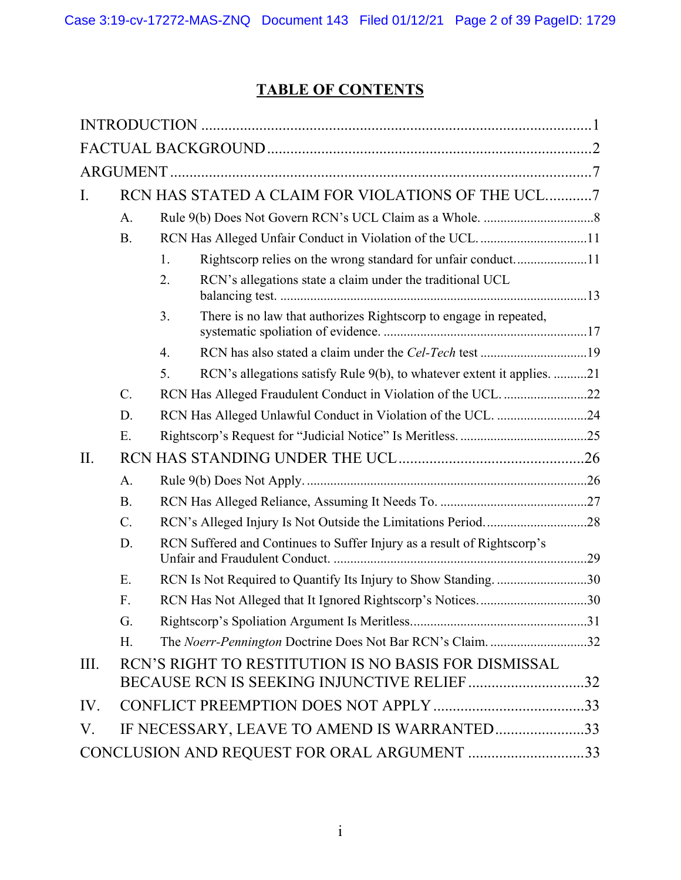# TABLE OF CONTENTS

INTRODUCTION ..................................................................................................... 1

FACTUAL BACKGROUND ................................................................................... 2

ARGUMENT ........................................................................................................... 7

I. RCN HAS STATED A CLAIM FOR VIOLATIONS OF THE UCL ........... 7

  A. Rule 9(b) Does Not Govern RCN's UCL Claim as a Whole. ................................. 8

  B. RCN Has Alleged Unfair Conduct in Violation of the UCL. ................................ 11

    1. Rightscorp relies on the wrong standard for unfair conduct. ..................... 11

    2. RCN's allegations state a claim under the traditional UCL balancing test. ........................................................................................... 13

    3. There is no law that authorizes Rightscorp to engage in repeated, systematic spoliation of evidence. ............................................................ 17

    4. RCN has also stated a claim under the *Cel-Tech* test ................................ 19

    5. RCN's allegations satisfy Rule 9(b), to whatever extent it applies. .......... 21

  C. RCN Has Alleged Fraudulent Conduct in Violation of the UCL. ......................... 22

  D. RCN Has Alleged Unlawful Conduct in Violation of the UCL. ........................... 24

  E. Rightscorp's Request for "Judicial Notice" Is Meritless. ...................................... 25

II. RCN HAS STANDING UNDER THE UCL ................................................ 26

  A. Rule 9(b) Does Not Apply. ................................................................................... 26

  B. RCN Has Alleged Reliance, Assuming It Needs To. ............................................ 27

  C. RCN's Alleged Injury Is Not Outside the Limitations Period. .............................. 28

  D. RCN Suffered and Continues to Suffer Injury as a result of Rightscorp's Unfair and Fraudulent Conduct. ........................................................................... 29

  E. RCN Is Not Required to Quantify Its Injury to Show Standing. ........................... 30

  F. RCN Has Not Alleged that It Ignored Rightscorp's Notices. ................................ 30

  G. Rightscorp's Spoliation Argument Is Meritless. .................................................... 31

  H. The *Noerr-Pennington* Doctrine Does Not Bar RCN's Claim. ............................. 32

III. RCN'S RIGHT TO RESTITUTION IS NO BASIS FOR DISMISSAL BECAUSE RCN IS SEEKING INJUNCTIVE RELIEF .............................. 32

IV. CONFLICT PREEMPTION DOES NOT APPLY ....................................... 33

V. IF NECESSARY, LEAVE TO AMEND IS WARRANTED ....................... 33

CONCLUSION AND REQUEST FOR ORAL ARGUMENT .............................. 33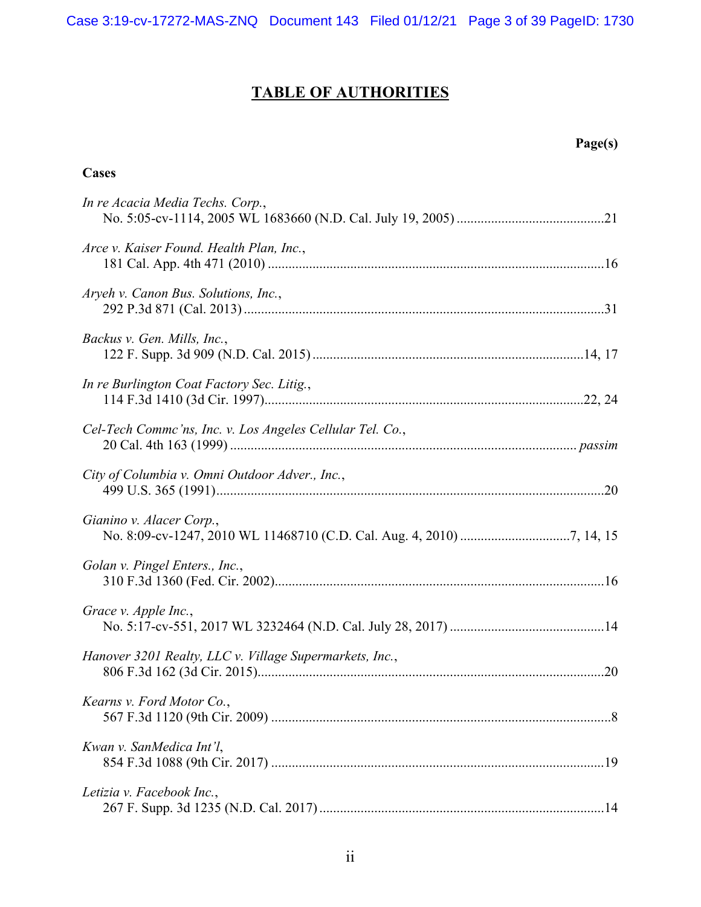# TABLE OF AUTHORITIES

**Page(s)**

**Cases**

*In re Acacia Media Techs. Corp.*,
No. 5:05-cv-1114, 2005 WL 1683660 (N.D. Cal. July 19, 2005) ..........................................21

*Arce v. Kaiser Found. Health Plan, Inc.*,
181 Cal. App. 4th 471 (2010) ..................................................................................................16

*Aryeh v. Canon Bus. Solutions, Inc.*,
292 P.3d 871 (Cal. 2013) ..........................................................................................................31

*Backus v. Gen. Mills, Inc.*,
122 F. Supp. 3d 909 (N.D. Cal. 2015) ................................................................................14, 17

*In re Burlington Coat Factory Sec. Litig.*,
114 F.3d 1410 (3d Cir. 1997)..............................................................................................22, 24

*Cel-Tech Commc'ns, Inc. v. Los Angeles Cellular Tel. Co.*,
20 Cal. 4th 163 (1999) ...................................................................................................... *passim*

*City of Columbia v. Omni Outdoor Adver., Inc.*,
499 U.S. 365 (1991)..................................................................................................................20

*Gianino v. Alacer Corp.*,
No. 8:09-cv-1247, 2010 WL 11468710 (C.D. Cal. Aug. 4, 2010) ...............................7, 14, 15

*Golan v. Pingel Enters., Inc.*,
310 F.3d 1360 (Fed. Cir. 2002).................................................................................................16

*Grace v. Apple Inc.*,
No. 5:17-cv-551, 2017 WL 3232464 (N.D. Cal. July 28, 2017) .............................................14

*Hanover 3201 Realty, LLC v. Village Supermarkets, Inc.*,
806 F.3d 162 (3d Cir. 2015).....................................................................................................20

*Kearns v. Ford Motor Co.*,
567 F.3d 1120 (9th Cir. 2009) ...................................................................................................8

*Kwan v. SanMedica Int'l*,
854 F.3d 1088 (9th Cir. 2017) .................................................................................................19

*Letizia v. Facebook Inc.*,
267 F. Supp. 3d 1235 (N.D. Cal. 2017) ...................................................................................14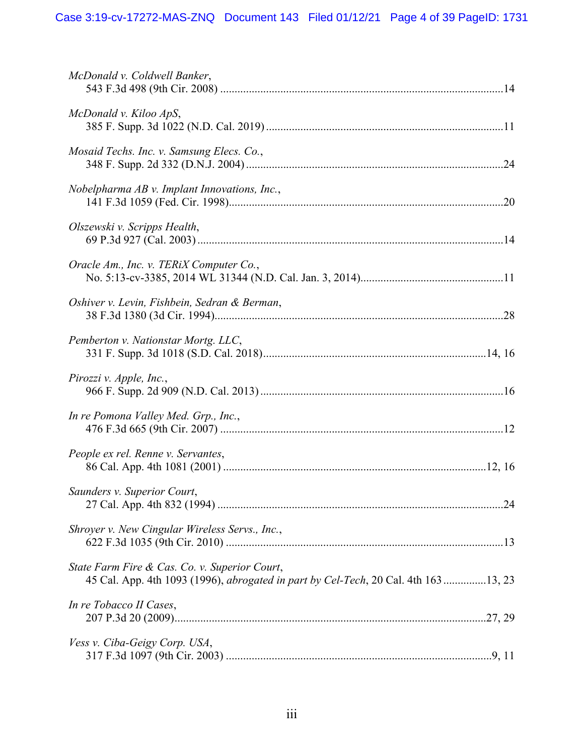*McDonald v. Coldwell Banker*,
543 F.3d 498 (9th Cir. 2008) ....................................................................................................14

*McDonald v. Kiloo ApS*,
385 F. Supp. 3d 1022 (N.D. Cal. 2019) ....................................................................................11

*Mosaid Techs. Inc. v. Samsung Elecs. Co.*,
348 F. Supp. 2d 332 (D.N.J. 2004) ..........................................................................................24

*Nobelpharma AB v. Implant Innovations, Inc.*,
141 F.3d 1059 (Fed. Cir. 1998)................................................................................................20

*Olszewski v. Scripps Health*,
69 P.3d 927 (Cal. 2003) ...........................................................................................................14

*Oracle Am., Inc. v. TERiX Computer Co.*,
No. 5:13-cv-3385, 2014 WL 31344 (N.D. Cal. Jan. 3, 2014)..................................................11

*Oshiver v. Levin, Fishbein, Sedran & Berman*,
38 F.3d 1380 (3d Cir. 1994).....................................................................................................28

*Pemberton v. Nationstar Mortg. LLC*,
331 F. Supp. 3d 1018 (S.D. Cal. 2018)..............................................................................14, 16

*Pirozzi v. Apple, Inc.*,
966 F. Supp. 2d 909 (N.D. Cal. 2013) .....................................................................................16

*In re Pomona Valley Med. Grp., Inc.*,
476 F.3d 665 (9th Cir. 2007) ..................................................................................................12

*People ex rel. Renne v. Servantes*,
86 Cal. App. 4th 1081 (2001) ............................................................................................12, 16

*Saunders v. Superior Court*,
27 Cal. App. 4th 832 (1994) ....................................................................................................24

*Shroyer v. New Cingular Wireless Servs., Inc.*,
622 F.3d 1035 (9th Cir. 2010) .................................................................................................13

*State Farm Fire & Cas. Co. v. Superior Court*,
45 Cal. App. 4th 1093 (1996), *abrogated in part by Cel-Tech*, 20 Cal. 4th 163 ...............13, 23

*In re Tobacco II Cases*,
207 P.3d 20 (2009).............................................................................................................27, 29

*Vess v. Ciba-Geigy Corp. USA*,
317 F.3d 1097 (9th Cir. 2003) ............................................................................................9, 11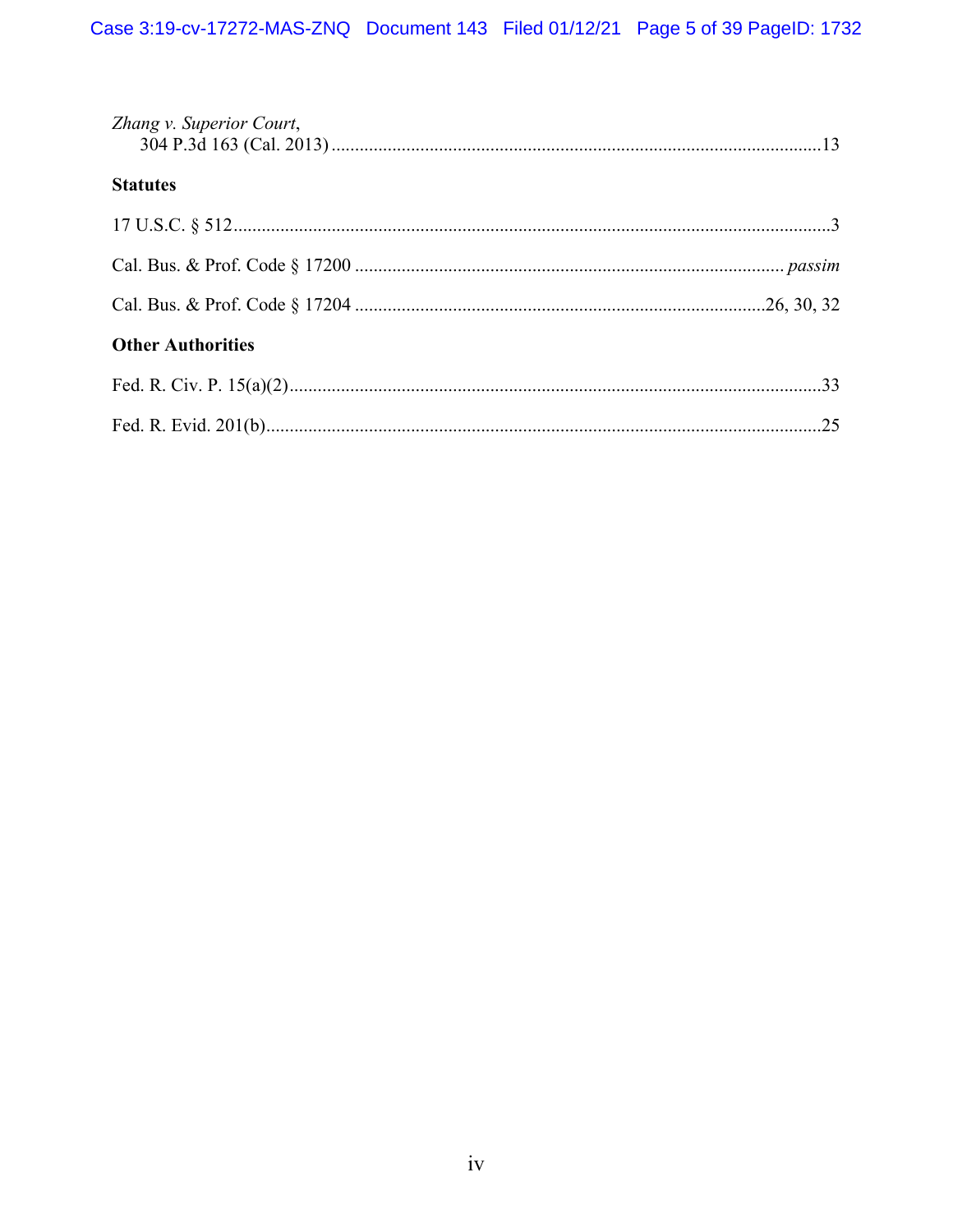*Zhang v. Superior Court*,
304 P.3d 163 (Cal. 2013) ........................................................................................................13

**Statutes**

17 U.S.C. § 512...............................................................................................................................3

Cal. Bus. & Prof. Code § 17200 ........................................................................................ *passim*

Cal. Bus. & Prof. Code § 17204 ....................................................................................26, 30, 32

**Other Authorities**

Fed. R. Civ. P. 15(a)(2).................................................................................................................33

Fed. R. Evid. 201(b).....................................................................................................................25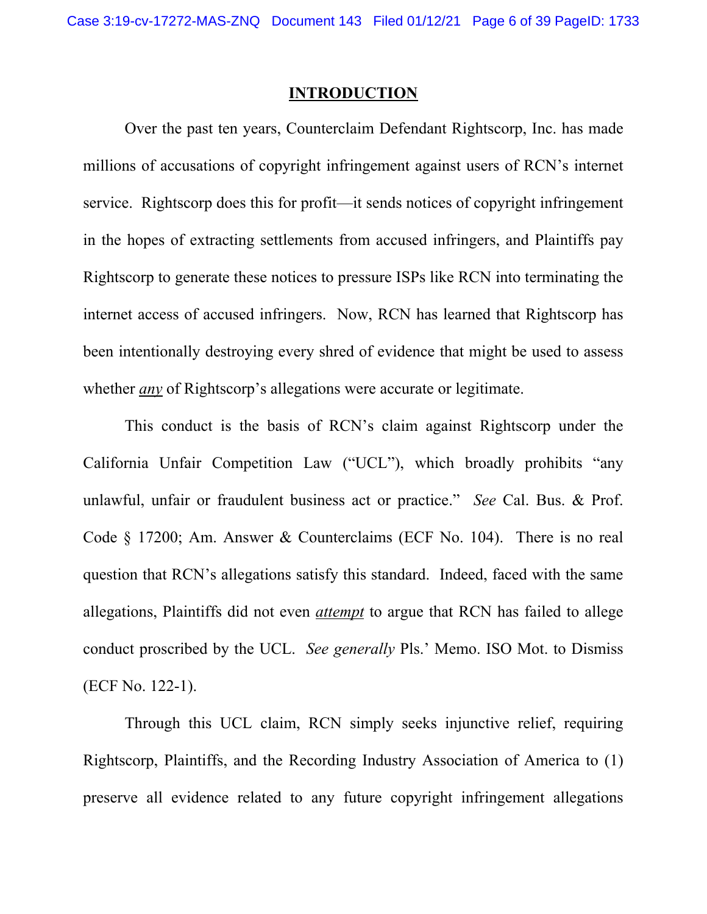## INTRODUCTION

Over the past ten years, Counterclaim Defendant Rightscorp, Inc. has made millions of accusations of copyright infringement against users of RCN's internet service. Rightscorp does this for profit—it sends notices of copyright infringement in the hopes of extracting settlements from accused infringers, and Plaintiffs pay Rightscorp to generate these notices to pressure ISPs like RCN into terminating the internet access of accused infringers. Now, RCN has learned that Rightscorp has been intentionally destroying every shred of evidence that might be used to assess whether ***any*** of Rightscorp's allegations were accurate or legitimate.

This conduct is the basis of RCN's claim against Rightscorp under the California Unfair Competition Law ("UCL"), which broadly prohibits "any unlawful, unfair or fraudulent business act or practice." *See* Cal. Bus. & Prof. Code § 17200; Am. Answer & Counterclaims (ECF No. 104). There is no real question that RCN's allegations satisfy this standard. Indeed, faced with the same allegations, Plaintiffs did not even ***attempt*** to argue that RCN has failed to allege conduct proscribed by the UCL. *See generally* Pls.' Memo. ISO Mot. to Dismiss (ECF No. 122-1).

Through this UCL claim, RCN simply seeks injunctive relief, requiring Rightscorp, Plaintiffs, and the Recording Industry Association of America to (1) preserve all evidence related to any future copyright infringement allegations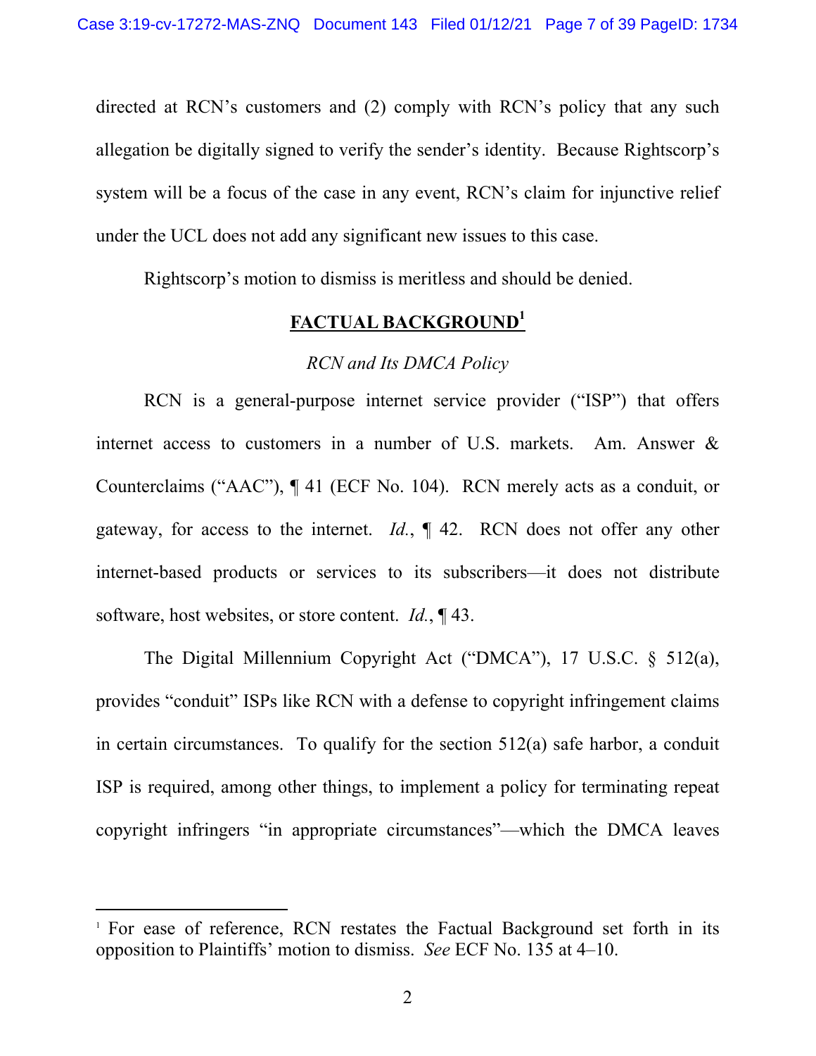directed at RCN's customers and (2) comply with RCN's policy that any such allegation be digitally signed to verify the sender's identity. Because Rightscorp's system will be a focus of the case in any event, RCN's claim for injunctive relief under the UCL does not add any significant new issues to this case.

Rightscorp's motion to dismiss is meritless and should be denied.

## **FACTUAL BACKGROUND**[1]

### *RCN and Its DMCA Policy*

RCN is a general-purpose internet service provider ("ISP") that offers internet access to customers in a number of U.S. markets. Am. Answer & Counterclaims ("AAC"), ¶ 41 (ECF No. 104). RCN merely acts as a conduit, or gateway, for access to the internet. *Id.*, ¶ 42. RCN does not offer any other internet-based products or services to its subscribers—it does not distribute software, host websites, or store content. *Id.*, ¶ 43.

The Digital Millennium Copyright Act ("DMCA"), 17 U.S.C. § 512(a), provides "conduit" ISPs like RCN with a defense to copyright infringement claims in certain circumstances. To qualify for the section 512(a) safe harbor, a conduit ISP is required, among other things, to implement a policy for terminating repeat copyright infringers "in appropriate circumstances"—which the DMCA leaves

---

[1] For ease of reference, RCN restates the Factual Background set forth in its opposition to Plaintiffs' motion to dismiss. *See* ECF No. 135 at 4–10.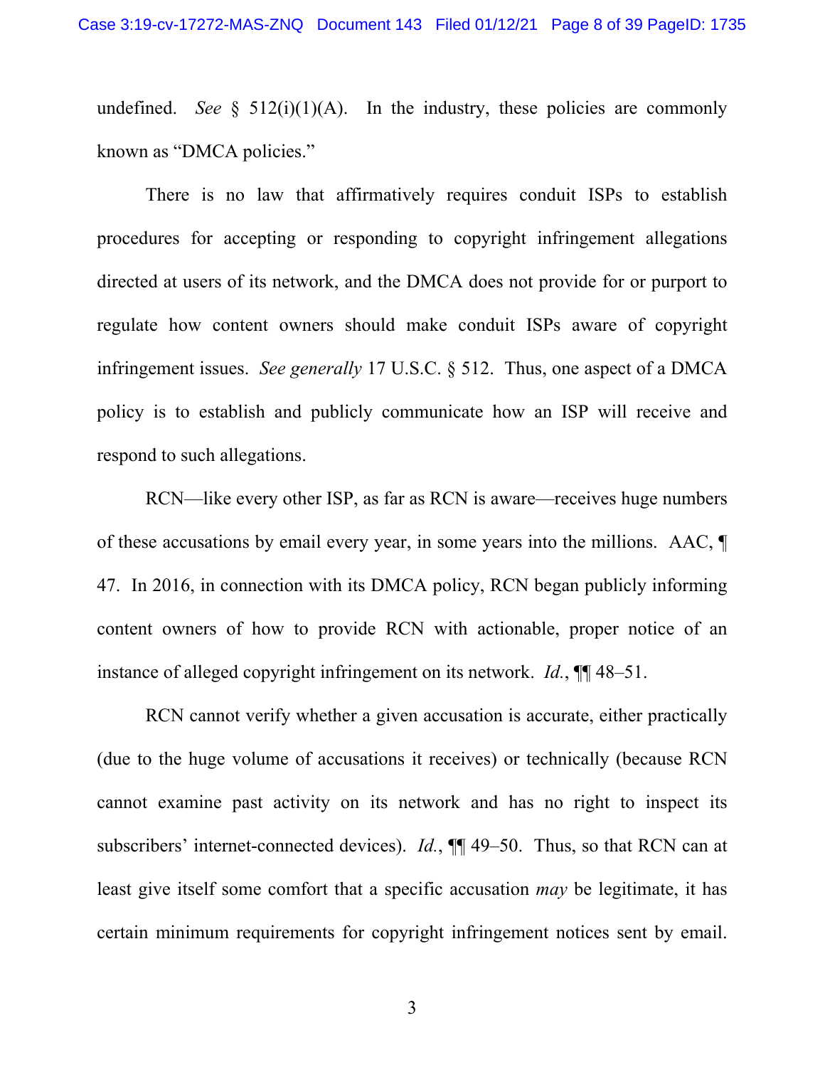undefined. *See* § 512(i)(1)(A). In the industry, these policies are commonly known as "DMCA policies."

There is no law that affirmatively requires conduit ISPs to establish procedures for accepting or responding to copyright infringement allegations directed at users of its network, and the DMCA does not provide for or purport to regulate how content owners should make conduit ISPs aware of copyright infringement issues. *See generally* 17 U.S.C. § 512. Thus, one aspect of a DMCA policy is to establish and publicly communicate how an ISP will receive and respond to such allegations.

RCN—like every other ISP, as far as RCN is aware—receives huge numbers of these accusations by email every year, in some years into the millions. AAC, ¶ 47. In 2016, in connection with its DMCA policy, RCN began publicly informing content owners of how to provide RCN with actionable, proper notice of an instance of alleged copyright infringement on its network. *Id.*, ¶¶ 48–51.

RCN cannot verify whether a given accusation is accurate, either practically (due to the huge volume of accusations it receives) or technically (because RCN cannot examine past activity on its network and has no right to inspect its subscribers' internet-connected devices). *Id.*, ¶¶ 49–50. Thus, so that RCN can at least give itself some comfort that a specific accusation *may* be legitimate, it has certain minimum requirements for copyright infringement notices sent by email.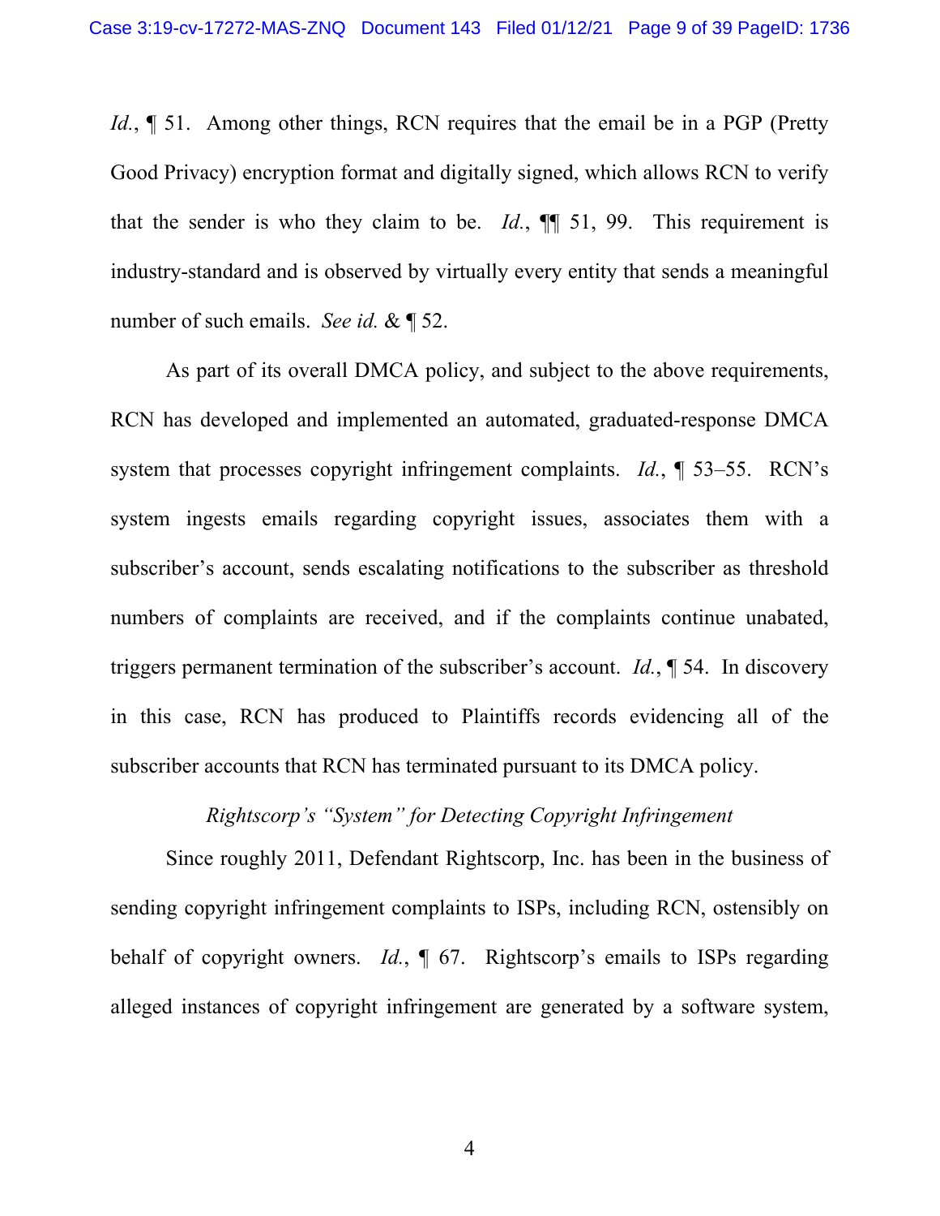*Id.*, ¶ 51. Among other things, RCN requires that the email be in a PGP (Pretty Good Privacy) encryption format and digitally signed, which allows RCN to verify that the sender is who they claim to be. *Id.*, ¶¶ 51, 99. This requirement is industry-standard and is observed by virtually every entity that sends a meaningful number of such emails. *See id.* & ¶ 52.

As part of its overall DMCA policy, and subject to the above requirements, RCN has developed and implemented an automated, graduated-response DMCA system that processes copyright infringement complaints. *Id.*, ¶ 53–55. RCN's system ingests emails regarding copyright issues, associates them with a subscriber's account, sends escalating notifications to the subscriber as threshold numbers of complaints are received, and if the complaints continue unabated, triggers permanent termination of the subscriber's account. *Id.*, ¶ 54. In discovery in this case, RCN has produced to Plaintiffs records evidencing all of the subscriber accounts that RCN has terminated pursuant to its DMCA policy.

*Rightscorp's "System" for Detecting Copyright Infringement*

Since roughly 2011, Defendant Rightscorp, Inc. has been in the business of sending copyright infringement complaints to ISPs, including RCN, ostensibly on behalf of copyright owners. *Id.*, ¶ 67. Rightscorp's emails to ISPs regarding alleged instances of copyright infringement are generated by a software system,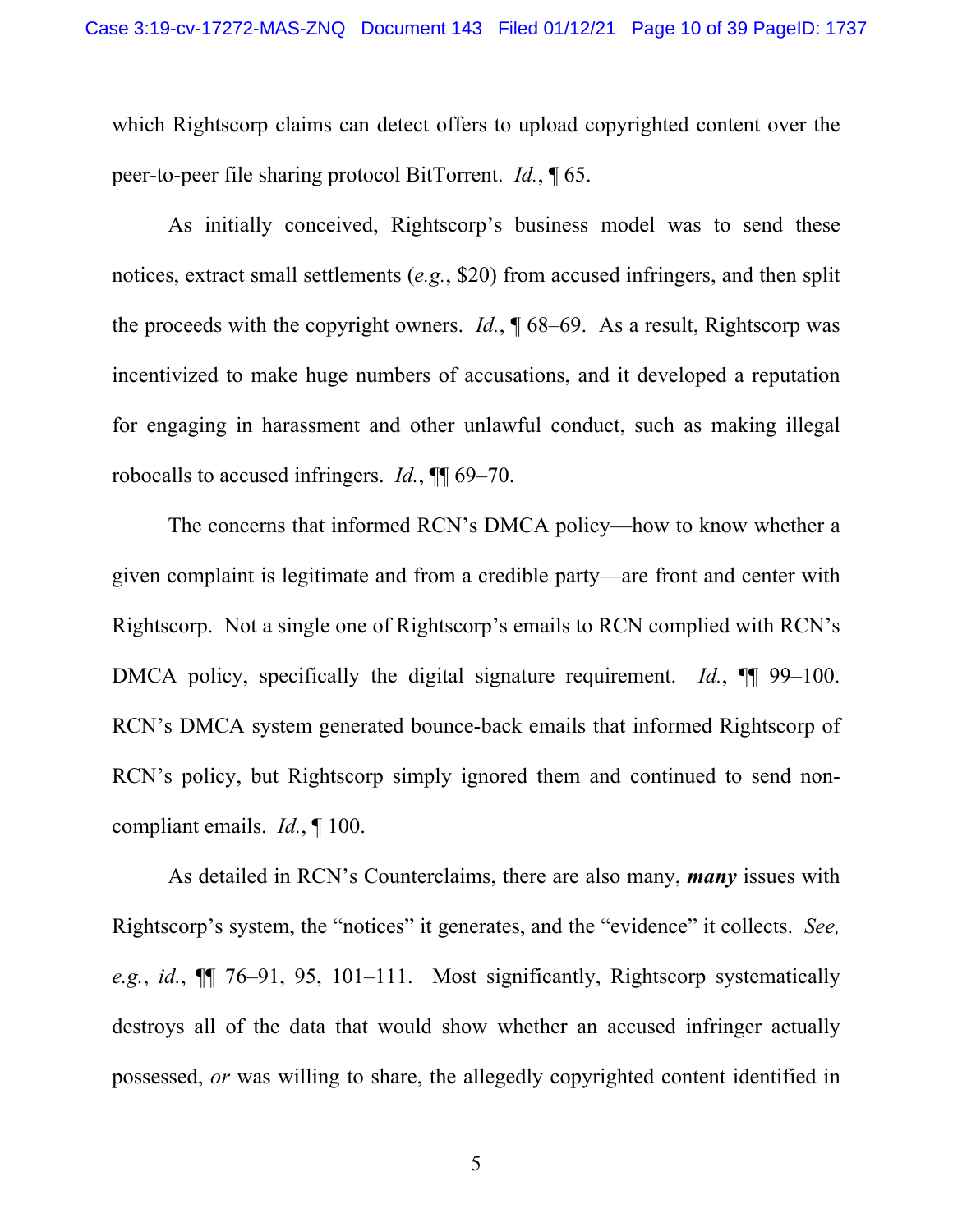which Rightscorp claims can detect offers to upload copyrighted content over the peer-to-peer file sharing protocol BitTorrent. *Id.*, ¶ 65.

As initially conceived, Rightscorp's business model was to send these notices, extract small settlements (*e.g.*, $20) from accused infringers, and then split the proceeds with the copyright owners. *Id.*, ¶ 68–69. As a result, Rightscorp was incentivized to make huge numbers of accusations, and it developed a reputation for engaging in harassment and other unlawful conduct, such as making illegal robocalls to accused infringers. *Id.*, ¶¶ 69–70.

The concerns that informed RCN's DMCA policy—how to know whether a given complaint is legitimate and from a credible party—are front and center with Rightscorp. Not a single one of Rightscorp's emails to RCN complied with RCN's DMCA policy, specifically the digital signature requirement. *Id.*, ¶¶ 99–100. RCN's DMCA system generated bounce-back emails that informed Rightscorp of RCN's policy, but Rightscorp simply ignored them and continued to send non-compliant emails. *Id.*, ¶ 100.

As detailed in RCN's Counterclaims, there are also many, ***many*** issues with Rightscorp's system, the "notices" it generates, and the "evidence" it collects. *See, e.g.*, *id.*, ¶¶ 76–91, 95, 101–111. Most significantly, Rightscorp systematically destroys all of the data that would show whether an accused infringer actually possessed, *or* was willing to share, the allegedly copyrighted content identified in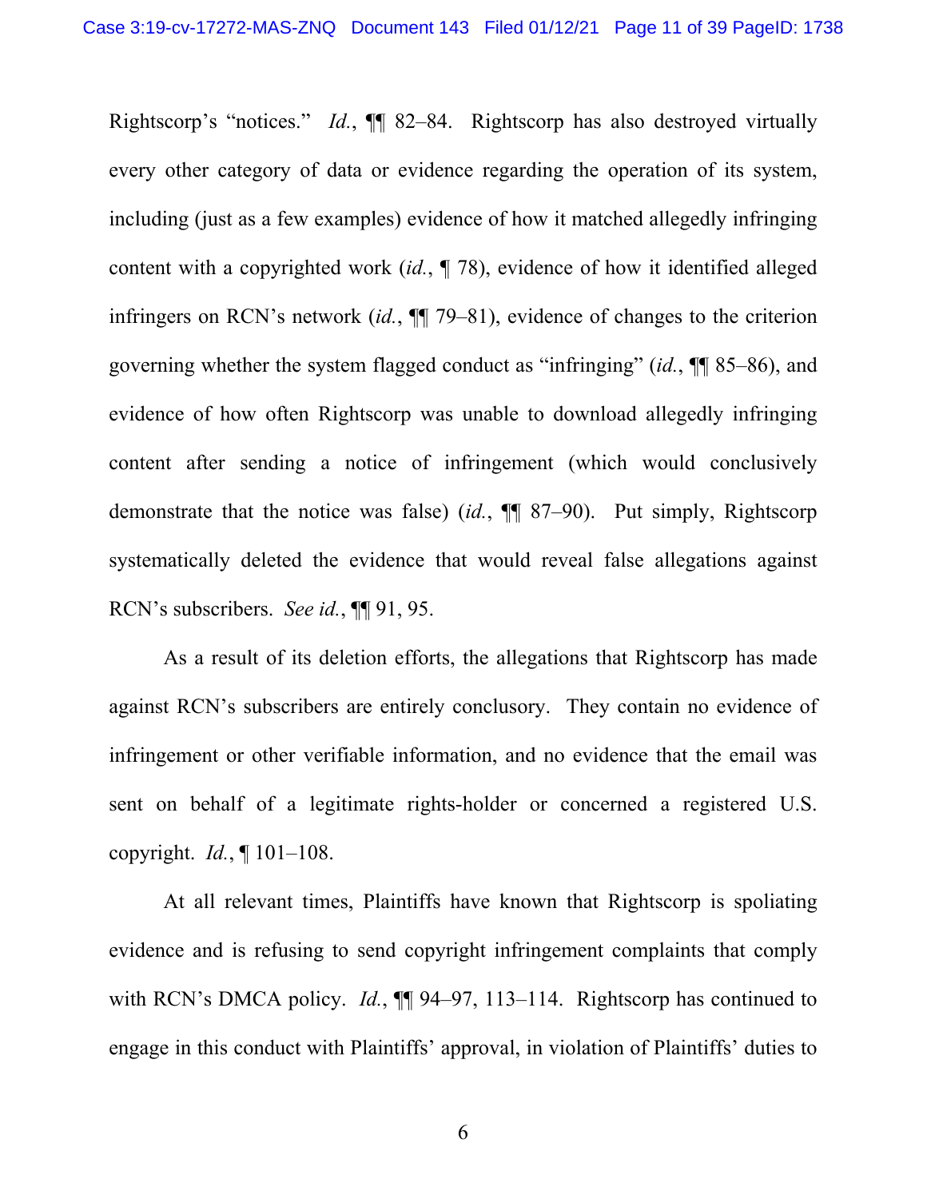Rightscorp's "notices." *Id.*, ¶¶ 82–84. Rightscorp has also destroyed virtually every other category of data or evidence regarding the operation of its system, including (just as a few examples) evidence of how it matched allegedly infringing content with a copyrighted work (*id.*, ¶ 78), evidence of how it identified alleged infringers on RCN's network (*id.*, ¶¶ 79–81), evidence of changes to the criterion governing whether the system flagged conduct as "infringing" (*id.*, ¶¶ 85–86), and evidence of how often Rightscorp was unable to download allegedly infringing content after sending a notice of infringement (which would conclusively demonstrate that the notice was false) (*id.*, ¶¶ 87–90). Put simply, Rightscorp systematically deleted the evidence that would reveal false allegations against RCN's subscribers. *See id.*, ¶¶ 91, 95.

As a result of its deletion efforts, the allegations that Rightscorp has made against RCN's subscribers are entirely conclusory. They contain no evidence of infringement or other verifiable information, and no evidence that the email was sent on behalf of a legitimate rights-holder or concerned a registered U.S. copyright. *Id.*, ¶ 101–108.

At all relevant times, Plaintiffs have known that Rightscorp is spoliating evidence and is refusing to send copyright infringement complaints that comply with RCN's DMCA policy. *Id.*, ¶¶ 94–97, 113–114. Rightscorp has continued to engage in this conduct with Plaintiffs' approval, in violation of Plaintiffs' duties to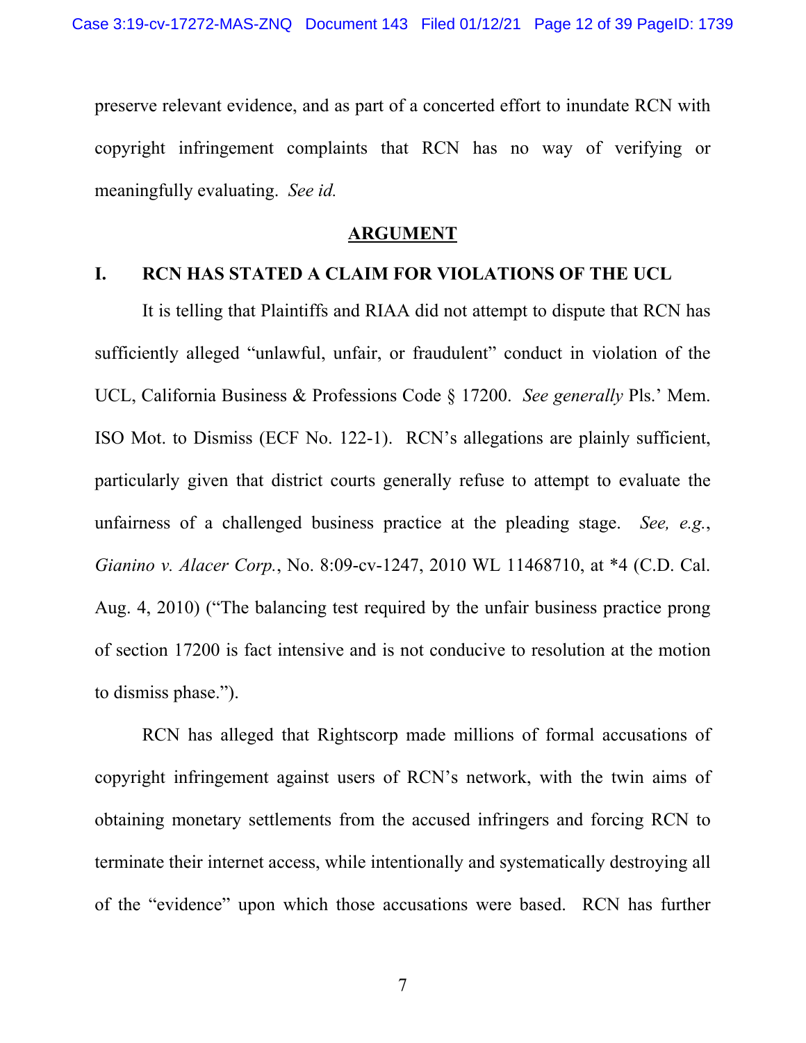preserve relevant evidence, and as part of a concerted effort to inundate RCN with copyright infringement complaints that RCN has no way of verifying or meaningfully evaluating. *See id.*

## ARGUMENT

### I. RCN HAS STATED A CLAIM FOR VIOLATIONS OF THE UCL

It is telling that Plaintiffs and RIAA did not attempt to dispute that RCN has sufficiently alleged "unlawful, unfair, or fraudulent" conduct in violation of the UCL, California Business & Professions Code § 17200. *See generally* Pls.' Mem. ISO Mot. to Dismiss (ECF No. 122-1). RCN's allegations are plainly sufficient, particularly given that district courts generally refuse to attempt to evaluate the unfairness of a challenged business practice at the pleading stage. *See, e.g.*, *Gianino v. Alacer Corp.*, No. 8:09-cv-1247, 2010 WL 11468710, at *4 (C.D. Cal. Aug. 4, 2010) ("The balancing test required by the unfair business practice prong of section 17200 is fact intensive and is not conducive to resolution at the motion to dismiss phase.").

RCN has alleged that Rightscorp made millions of formal accusations of copyright infringement against users of RCN's network, with the twin aims of obtaining monetary settlements from the accused infringers and forcing RCN to terminate their internet access, while intentionally and systematically destroying all of the "evidence" upon which those accusations were based. RCN has further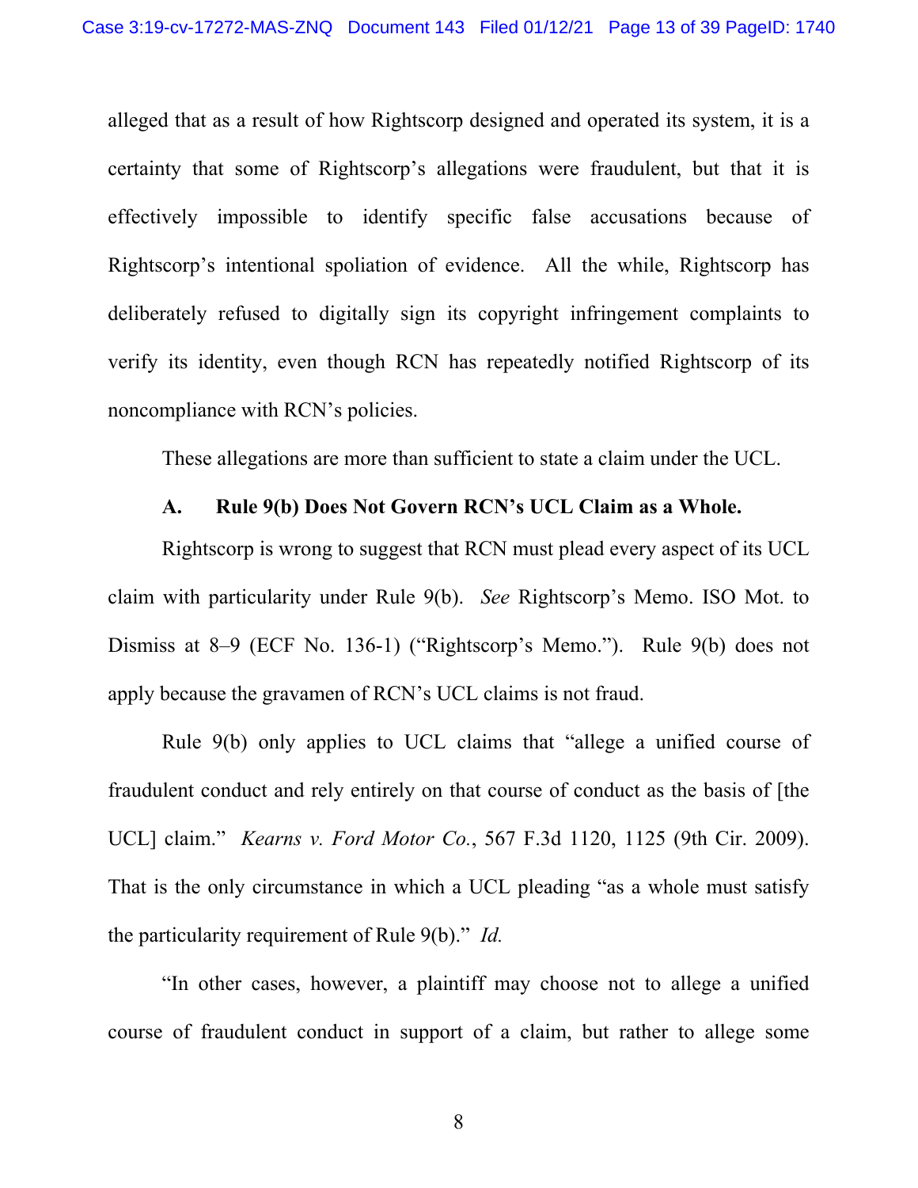alleged that as a result of how Rightscorp designed and operated its system, it is a certainty that some of Rightscorp's allegations were fraudulent, but that it is effectively impossible to identify specific false accusations because of Rightscorp's intentional spoliation of evidence. All the while, Rightscorp has deliberately refused to digitally sign its copyright infringement complaints to verify its identity, even though RCN has repeatedly notified Rightscorp of its noncompliance with RCN's policies.

These allegations are more than sufficient to state a claim under the UCL.

### A. Rule 9(b) Does Not Govern RCN's UCL Claim as a Whole.

Rightscorp is wrong to suggest that RCN must plead every aspect of its UCL claim with particularity under Rule 9(b). *See* Rightscorp's Memo. ISO Mot. to Dismiss at 8–9 (ECF No. 136-1) ("Rightscorp's Memo."). Rule 9(b) does not apply because the gravamen of RCN's UCL claims is not fraud.

Rule 9(b) only applies to UCL claims that "allege a unified course of fraudulent conduct and rely entirely on that course of conduct as the basis of [the UCL] claim." *Kearns v. Ford Motor Co.*, 567 F.3d 1120, 1125 (9th Cir. 2009). That is the only circumstance in which a UCL pleading "as a whole must satisfy the particularity requirement of Rule 9(b)." *Id.*

"In other cases, however, a plaintiff may choose not to allege a unified course of fraudulent conduct in support of a claim, but rather to allege some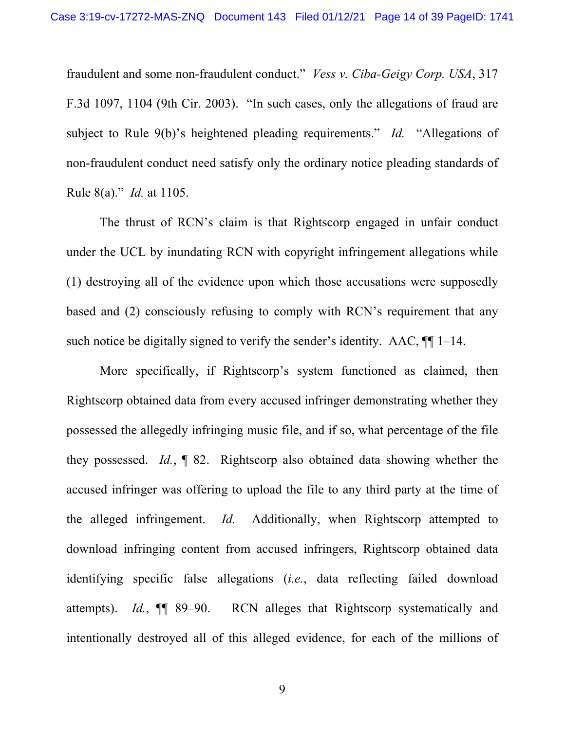fraudulent and some non-fraudulent conduct." *Vess v. Ciba-Geigy Corp. USA*, 317 F.3d 1097, 1104 (9th Cir. 2003). "In such cases, only the allegations of fraud are subject to Rule 9(b)'s heightened pleading requirements." *Id.* "Allegations of non-fraudulent conduct need satisfy only the ordinary notice pleading standards of Rule 8(a)." *Id.* at 1105.

The thrust of RCN's claim is that Rightscorp engaged in unfair conduct under the UCL by inundating RCN with copyright infringement allegations while (1) destroying all of the evidence upon which those accusations were supposedly based and (2) consciously refusing to comply with RCN's requirement that any such notice be digitally signed to verify the sender's identity. AAC, ¶¶ 1–14.

More specifically, if Rightscorp's system functioned as claimed, then Rightscorp obtained data from every accused infringer demonstrating whether they possessed the allegedly infringing music file, and if so, what percentage of the file they possessed. *Id.*, ¶ 82. Rightscorp also obtained data showing whether the accused infringer was offering to upload the file to any third party at the time of the alleged infringement. *Id.* Additionally, when Rightscorp attempted to download infringing content from accused infringers, Rightscorp obtained data identifying specific false allegations (*i.e.*, data reflecting failed download attempts). *Id.*, ¶¶ 89–90. RCN alleges that Rightscorp systematically and intentionally destroyed all of this alleged evidence, for each of the millions of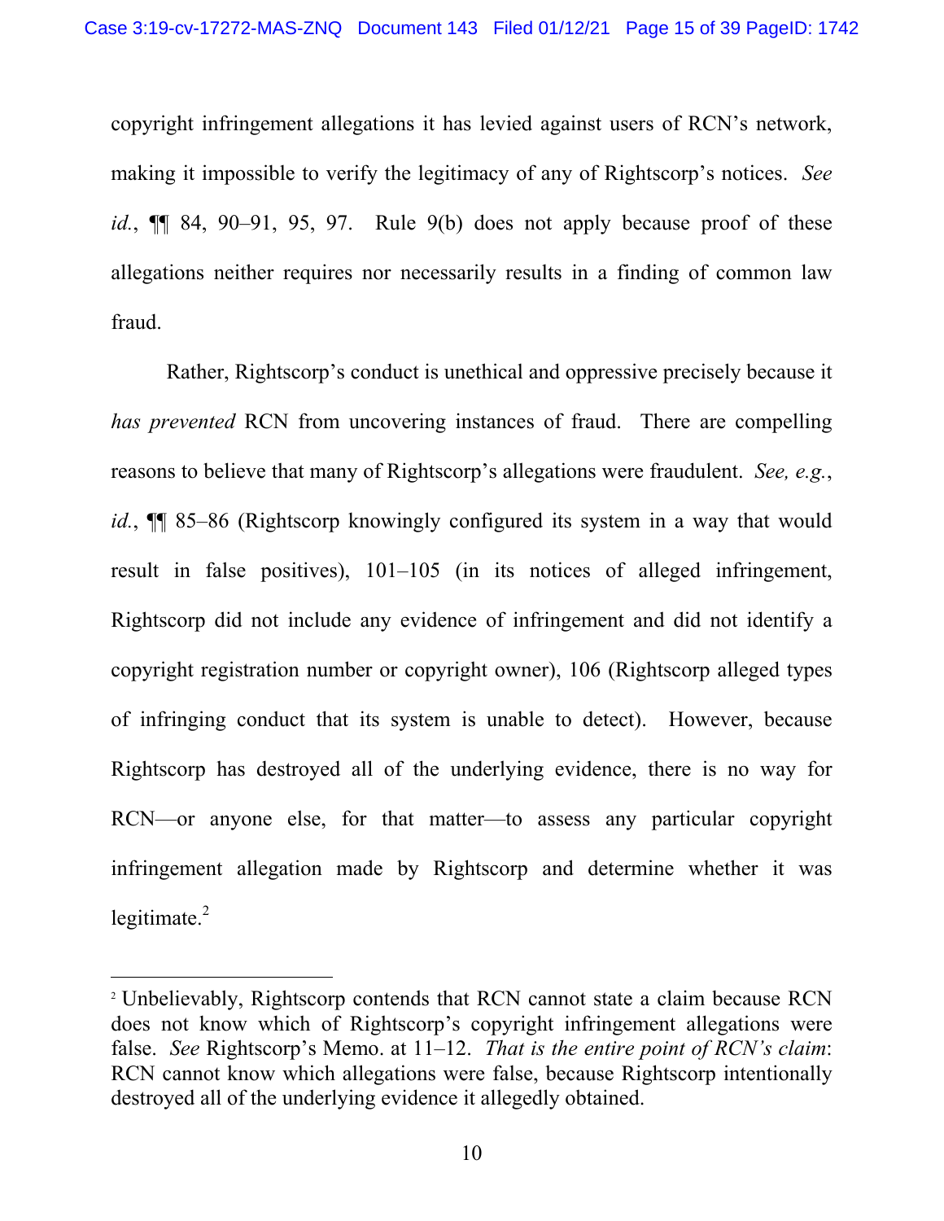copyright infringement allegations it has levied against users of RCN's network, making it impossible to verify the legitimacy of any of Rightscorp's notices. *See id.*, ¶¶ 84, 90–91, 95, 97. Rule 9(b) does not apply because proof of these allegations neither requires nor necessarily results in a finding of common law fraud.

Rather, Rightscorp's conduct is unethical and oppressive precisely because it *has prevented* RCN from uncovering instances of fraud. There are compelling reasons to believe that many of Rightscorp's allegations were fraudulent. *See, e.g.*, *id.*, ¶¶ 85–86 (Rightscorp knowingly configured its system in a way that would result in false positives), 101–105 (in its notices of alleged infringement, Rightscorp did not include any evidence of infringement and did not identify a copyright registration number or copyright owner), 106 (Rightscorp alleged types of infringing conduct that its system is unable to detect). However, because Rightscorp has destroyed all of the underlying evidence, there is no way for RCN—or anyone else, for that matter—to assess any particular copyright infringement allegation made by Rightscorp and determine whether it was legitimate.[2]

[2] Unbelievably, Rightscorp contends that RCN cannot state a claim because RCN does not know which of Rightscorp's copyright infringement allegations were false. *See* Rightscorp's Memo. at 11–12. *That is the entire point of RCN's claim*: RCN cannot know which allegations were false, because Rightscorp intentionally destroyed all of the underlying evidence it allegedly obtained.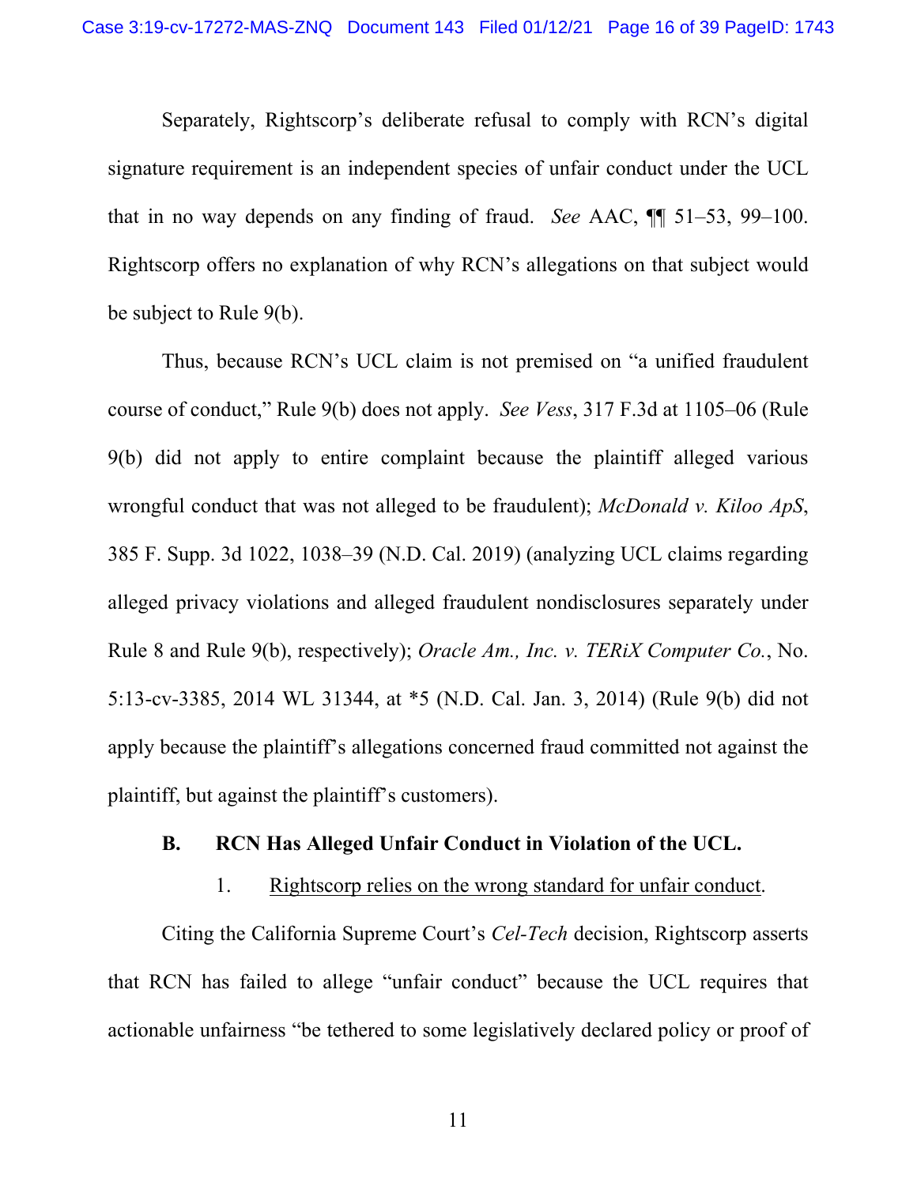Separately, Rightscorp's deliberate refusal to comply with RCN's digital signature requirement is an independent species of unfair conduct under the UCL that in no way depends on any finding of fraud. *See* AAC, ¶¶ 51–53, 99–100. Rightscorp offers no explanation of why RCN's allegations on that subject would be subject to Rule 9(b).

Thus, because RCN's UCL claim is not premised on "a unified fraudulent course of conduct," Rule 9(b) does not apply. *See Vess*, 317 F.3d at 1105–06 (Rule 9(b) did not apply to entire complaint because the plaintiff alleged various wrongful conduct that was not alleged to be fraudulent); *McDonald v. Kiloo ApS*, 385 F. Supp. 3d 1022, 1038–39 (N.D. Cal. 2019) (analyzing UCL claims regarding alleged privacy violations and alleged fraudulent nondisclosures separately under Rule 8 and Rule 9(b), respectively); *Oracle Am., Inc. v. TERiX Computer Co.*, No. 5:13-cv-3385, 2014 WL 31344, at *5 (N.D. Cal. Jan. 3, 2014) (Rule 9(b) did not apply because the plaintiff's allegations concerned fraud committed not against the plaintiff, but against the plaintiff's customers).

### B. RCN Has Alleged Unfair Conduct in Violation of the UCL.

#### 1. Rightscorp relies on the wrong standard for unfair conduct.

Citing the California Supreme Court's *Cel-Tech* decision, Rightscorp asserts that RCN has failed to allege "unfair conduct" because the UCL requires that actionable unfairness "be tethered to some legislatively declared policy or proof of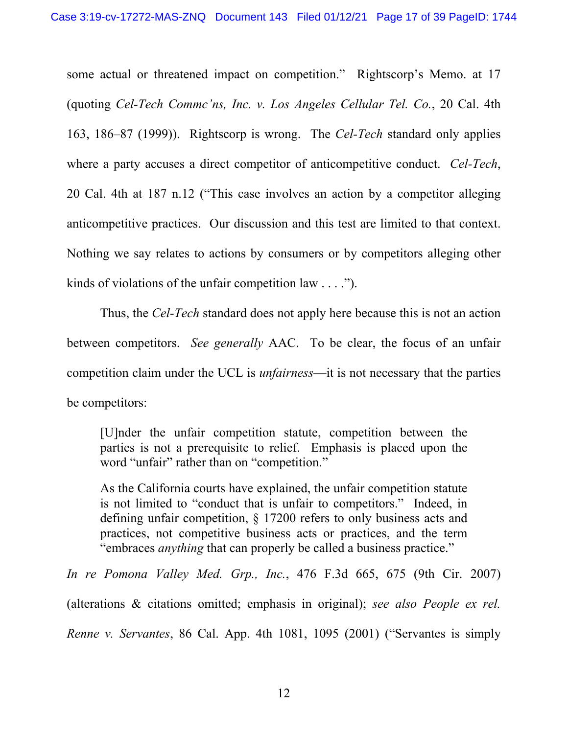some actual or threatened impact on competition." Rightscorp's Memo. at 17 (quoting *Cel-Tech Commc'ns, Inc. v. Los Angeles Cellular Tel. Co.*, 20 Cal. 4th 163, 186–87 (1999)). Rightscorp is wrong. The *Cel-Tech* standard only applies where a party accuses a direct competitor of anticompetitive conduct. *Cel-Tech*, 20 Cal. 4th at 187 n.12 ("This case involves an action by a competitor alleging anticompetitive practices. Our discussion and this test are limited to that context. Nothing we say relates to actions by consumers or by competitors alleging other kinds of violations of the unfair competition law . . . .").

Thus, the *Cel-Tech* standard does not apply here because this is not an action between competitors. *See generally* AAC. To be clear, the focus of an unfair competition claim under the UCL is *unfairness*—it is not necessary that the parties be competitors:

> [U]nder the unfair competition statute, competition between the parties is not a prerequisite to relief. Emphasis is placed upon the word "unfair" rather than on "competition."
>
> As the California courts have explained, the unfair competition statute is not limited to "conduct that is unfair to competitors." Indeed, in defining unfair competition, § 17200 refers to only business acts and practices, not competitive business acts or practices, and the term "embraces *anything* that can properly be called a business practice."

*In re Pomona Valley Med. Grp., Inc.*, 476 F.3d 665, 675 (9th Cir. 2007) (alterations & citations omitted; emphasis in original); *see also People ex rel. Renne v. Servantes*, 86 Cal. App. 4th 1081, 1095 (2001) ("Servantes is simply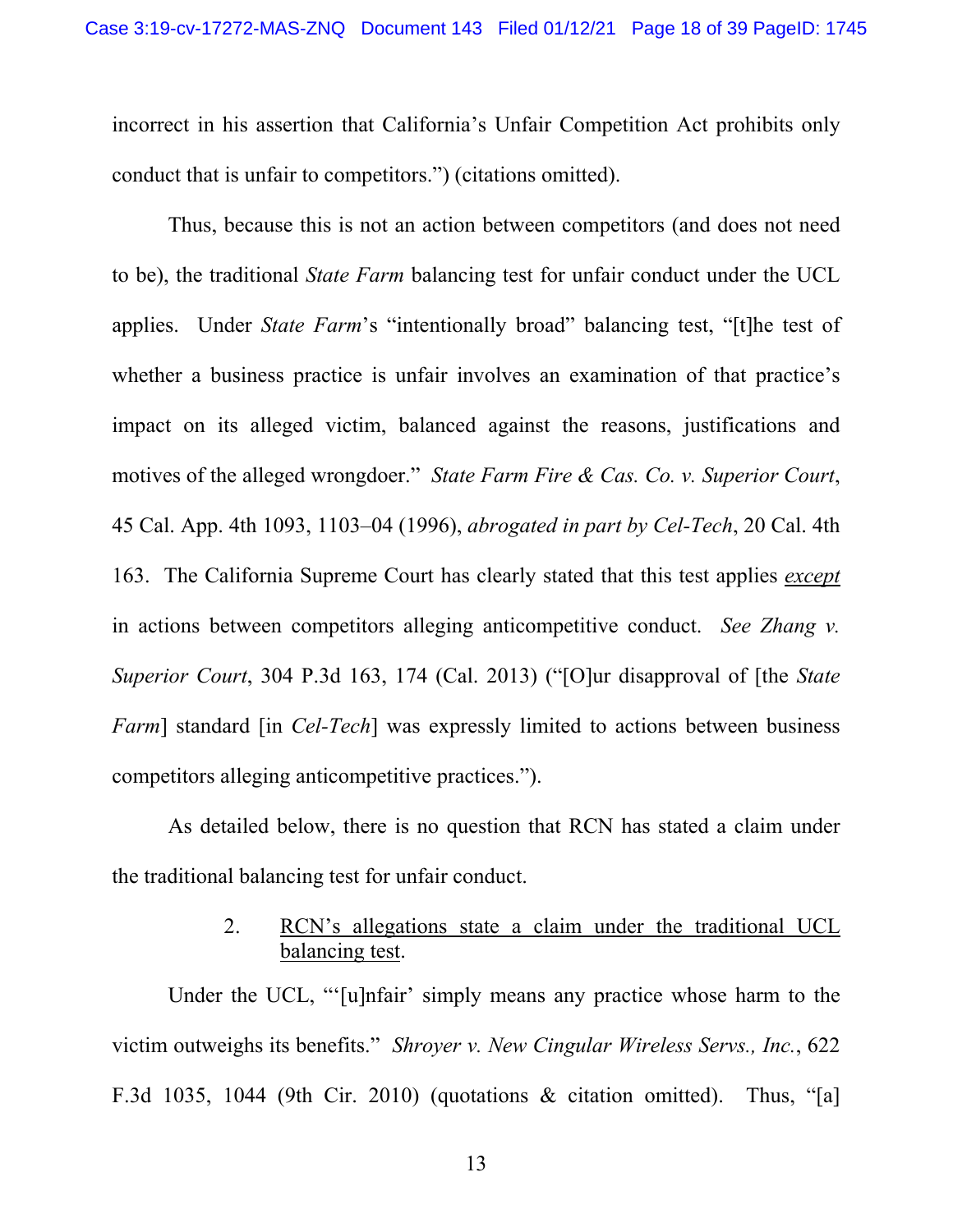incorrect in his assertion that California's Unfair Competition Act prohibits only conduct that is unfair to competitors.") (citations omitted).

Thus, because this is not an action between competitors (and does not need to be), the traditional *State Farm* balancing test for unfair conduct under the UCL applies. Under *State Farm*'s "intentionally broad" balancing test, "[t]he test of whether a business practice is unfair involves an examination of that practice's impact on its alleged victim, balanced against the reasons, justifications and motives of the alleged wrongdoer." *State Farm Fire & Cas. Co. v. Superior Court*, 45 Cal. App. 4th 1093, 1103–04 (1996), *abrogated in part by Cel-Tech*, 20 Cal. 4th 163. The California Supreme Court has clearly stated that this test applies ***except*** in actions between competitors alleging anticompetitive conduct. *See Zhang v. Superior Court*, 304 P.3d 163, 174 (Cal. 2013) ("[O]ur disapproval of [the *State Farm*] standard [in *Cel-Tech*] was expressly limited to actions between business competitors alleging anticompetitive practices.").

As detailed below, there is no question that RCN has stated a claim under the traditional balancing test for unfair conduct.

2. RCN's allegations state a claim under the traditional UCL balancing test.

Under the UCL, "'[u]nfair' simply means any practice whose harm to the victim outweighs its benefits." *Shroyer v. New Cingular Wireless Servs., Inc.*, 622 F.3d 1035, 1044 (9th Cir. 2010) (quotations & citation omitted). Thus, "[a]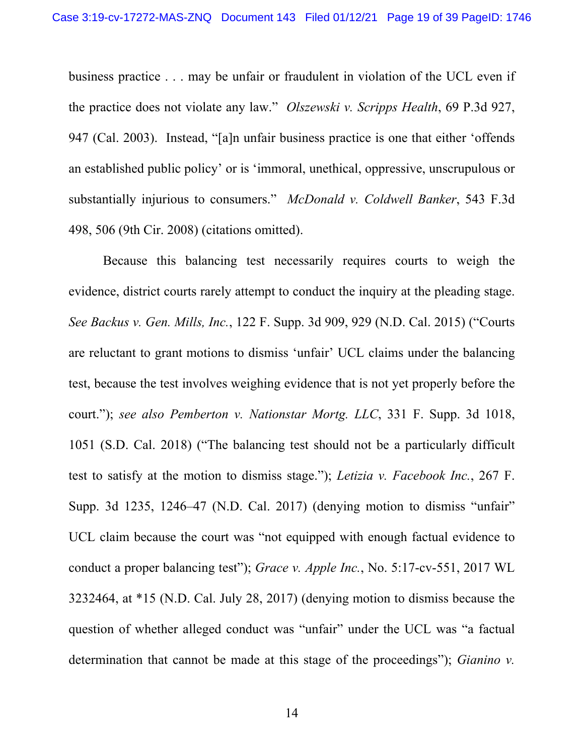business practice . . . may be unfair or fraudulent in violation of the UCL even if the practice does not violate any law." *Olszewski v. Scripps Health*, 69 P.3d 927, 947 (Cal. 2003). Instead, "[a]n unfair business practice is one that either 'offends an established public policy' or is 'immoral, unethical, oppressive, unscrupulous or substantially injurious to consumers." *McDonald v. Coldwell Banker*, 543 F.3d 498, 506 (9th Cir. 2008) (citations omitted).

Because this balancing test necessarily requires courts to weigh the evidence, district courts rarely attempt to conduct the inquiry at the pleading stage. *See Backus v. Gen. Mills, Inc.*, 122 F. Supp. 3d 909, 929 (N.D. Cal. 2015) ("Courts are reluctant to grant motions to dismiss 'unfair' UCL claims under the balancing test, because the test involves weighing evidence that is not yet properly before the court."); *see also Pemberton v. Nationstar Mortg. LLC*, 331 F. Supp. 3d 1018, 1051 (S.D. Cal. 2018) ("The balancing test should not be a particularly difficult test to satisfy at the motion to dismiss stage."); *Letizia v. Facebook Inc.*, 267 F. Supp. 3d 1235, 1246–47 (N.D. Cal. 2017) (denying motion to dismiss "unfair" UCL claim because the court was "not equipped with enough factual evidence to conduct a proper balancing test"); *Grace v. Apple Inc.*, No. 5:17-cv-551, 2017 WL 3232464, at *15 (N.D. Cal. July 28, 2017) (denying motion to dismiss because the question of whether alleged conduct was "unfair" under the UCL was "a factual determination that cannot be made at this stage of the proceedings"); *Gianino v.*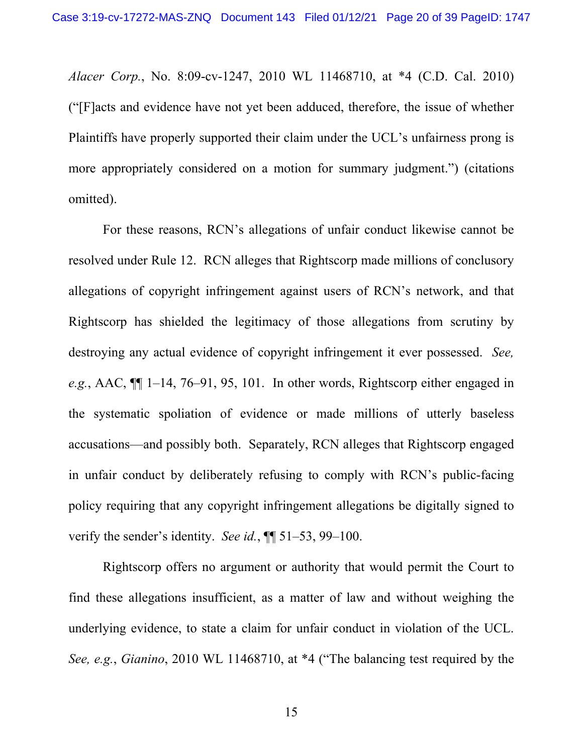*Alacer Corp.*, No. 8:09-cv-1247, 2010 WL 11468710, at *4 (C.D. Cal. 2010) ("[F]acts and evidence have not yet been adduced, therefore, the issue of whether Plaintiffs have properly supported their claim under the UCL's unfairness prong is more appropriately considered on a motion for summary judgment.") (citations omitted).

For these reasons, RCN's allegations of unfair conduct likewise cannot be resolved under Rule 12. RCN alleges that Rightscorp made millions of conclusory allegations of copyright infringement against users of RCN's network, and that Rightscorp has shielded the legitimacy of those allegations from scrutiny by destroying any actual evidence of copyright infringement it ever possessed. *See, e.g.*, AAC, ¶¶ 1–14, 76–91, 95, 101. In other words, Rightscorp either engaged in the systematic spoliation of evidence or made millions of utterly baseless accusations—and possibly both. Separately, RCN alleges that Rightscorp engaged in unfair conduct by deliberately refusing to comply with RCN's public-facing policy requiring that any copyright infringement allegations be digitally signed to verify the sender's identity. *See id.*, ¶¶ 51–53, 99–100.

Rightscorp offers no argument or authority that would permit the Court to find these allegations insufficient, as a matter of law and without weighing the underlying evidence, to state a claim for unfair conduct in violation of the UCL. *See, e.g.*, *Gianino*, 2010 WL 11468710, at *4 ("The balancing test required by the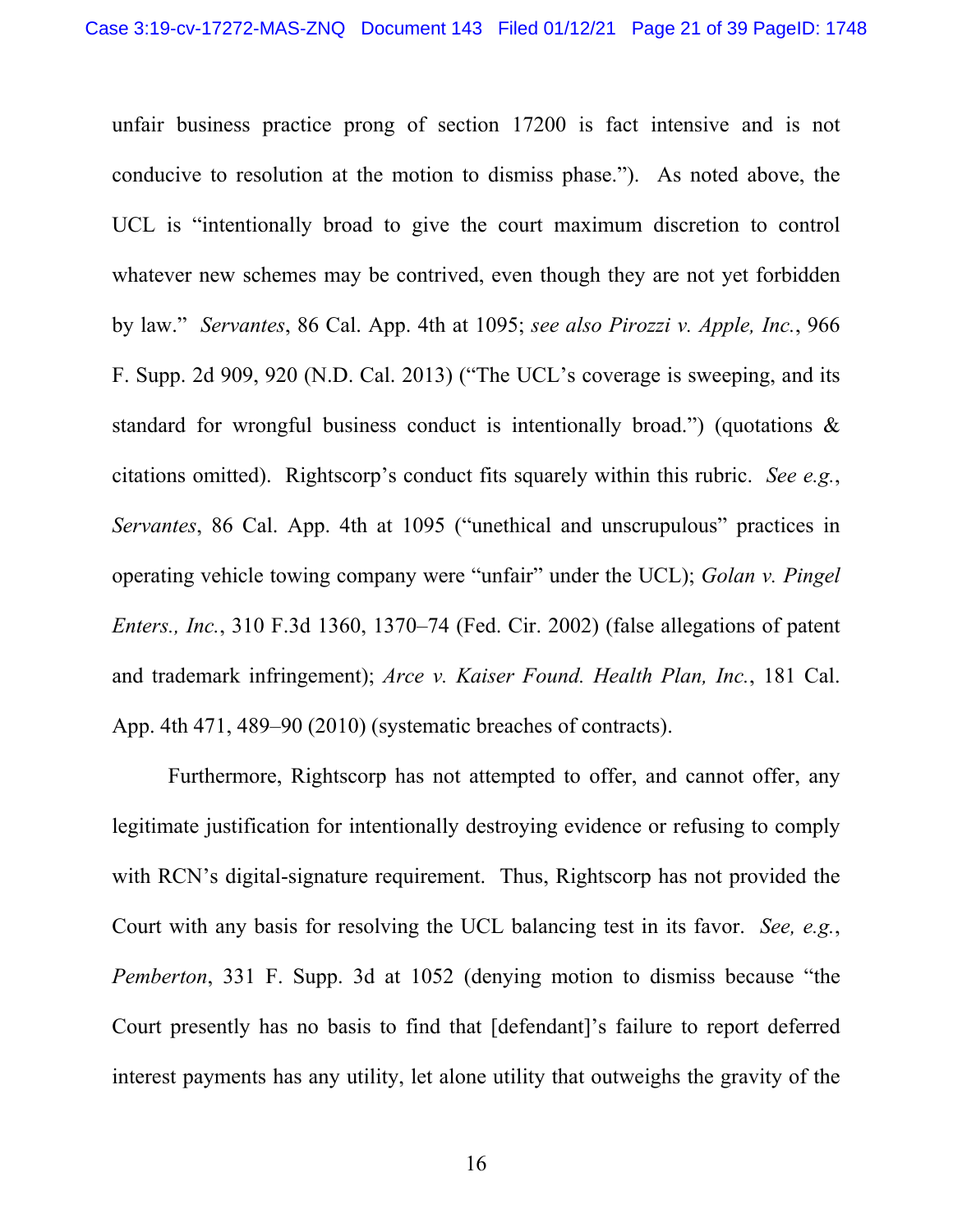unfair business practice prong of section 17200 is fact intensive and is not conducive to resolution at the motion to dismiss phase."). As noted above, the UCL is "intentionally broad to give the court maximum discretion to control whatever new schemes may be contrived, even though they are not yet forbidden by law." *Servantes*, 86 Cal. App. 4th at 1095; *see also Pirozzi v. Apple, Inc.*, 966 F. Supp. 2d 909, 920 (N.D. Cal. 2013) ("The UCL's coverage is sweeping, and its standard for wrongful business conduct is intentionally broad.") (quotations & citations omitted). Rightscorp's conduct fits squarely within this rubric. *See e.g.*, *Servantes*, 86 Cal. App. 4th at 1095 ("unethical and unscrupulous" practices in operating vehicle towing company were "unfair" under the UCL); *Golan v. Pingel Enters., Inc.*, 310 F.3d 1360, 1370–74 (Fed. Cir. 2002) (false allegations of patent and trademark infringement); *Arce v. Kaiser Found. Health Plan, Inc.*, 181 Cal. App. 4th 471, 489–90 (2010) (systematic breaches of contracts).

Furthermore, Rightscorp has not attempted to offer, and cannot offer, any legitimate justification for intentionally destroying evidence or refusing to comply with RCN's digital-signature requirement. Thus, Rightscorp has not provided the Court with any basis for resolving the UCL balancing test in its favor. *See, e.g.*, *Pemberton*, 331 F. Supp. 3d at 1052 (denying motion to dismiss because "the Court presently has no basis to find that [defendant]'s failure to report deferred interest payments has any utility, let alone utility that outweighs the gravity of the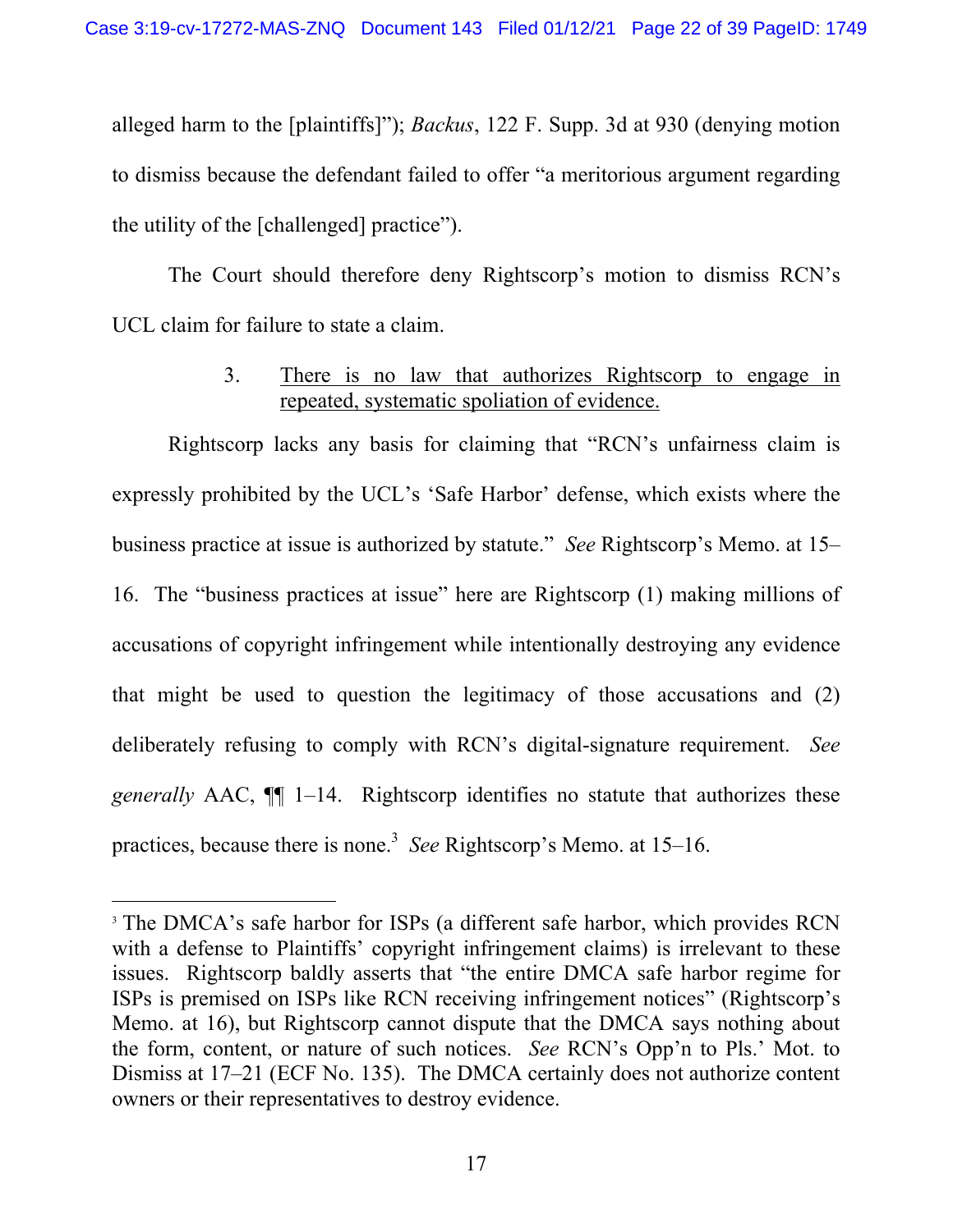alleged harm to the [plaintiffs]"); *Backus*, 122 F. Supp. 3d at 930 (denying motion to dismiss because the defendant failed to offer "a meritorious argument regarding the utility of the [challenged] practice").

The Court should therefore deny Rightscorp's motion to dismiss RCN's UCL claim for failure to state a claim.

### 3. There is no law that authorizes Rightscorp to engage in repeated, systematic spoliation of evidence.

Rightscorp lacks any basis for claiming that "RCN's unfairness claim is expressly prohibited by the UCL's 'Safe Harbor' defense, which exists where the business practice at issue is authorized by statute." *See* Rightscorp's Memo. at 15–16. The "business practices at issue" here are Rightscorp (1) making millions of accusations of copyright infringement while intentionally destroying any evidence that might be used to question the legitimacy of those accusations and (2) deliberately refusing to comply with RCN's digital-signature requirement. *See generally* AAC, ¶¶ 1–14. Rightscorp identifies no statute that authorizes these practices, because there is none.[3] *See* Rightscorp's Memo. at 15–16.

---

[3] The DMCA's safe harbor for ISPs (a different safe harbor, which provides RCN with a defense to Plaintiffs' copyright infringement claims) is irrelevant to these issues. Rightscorp baldly asserts that "the entire DMCA safe harbor regime for ISPs is premised on ISPs like RCN receiving infringement notices" (Rightscorp's Memo. at 16), but Rightscorp cannot dispute that the DMCA says nothing about the form, content, or nature of such notices. *See* RCN's Opp'n to Pls.' Mot. to Dismiss at 17–21 (ECF No. 135). The DMCA certainly does not authorize content owners or their representatives to destroy evidence.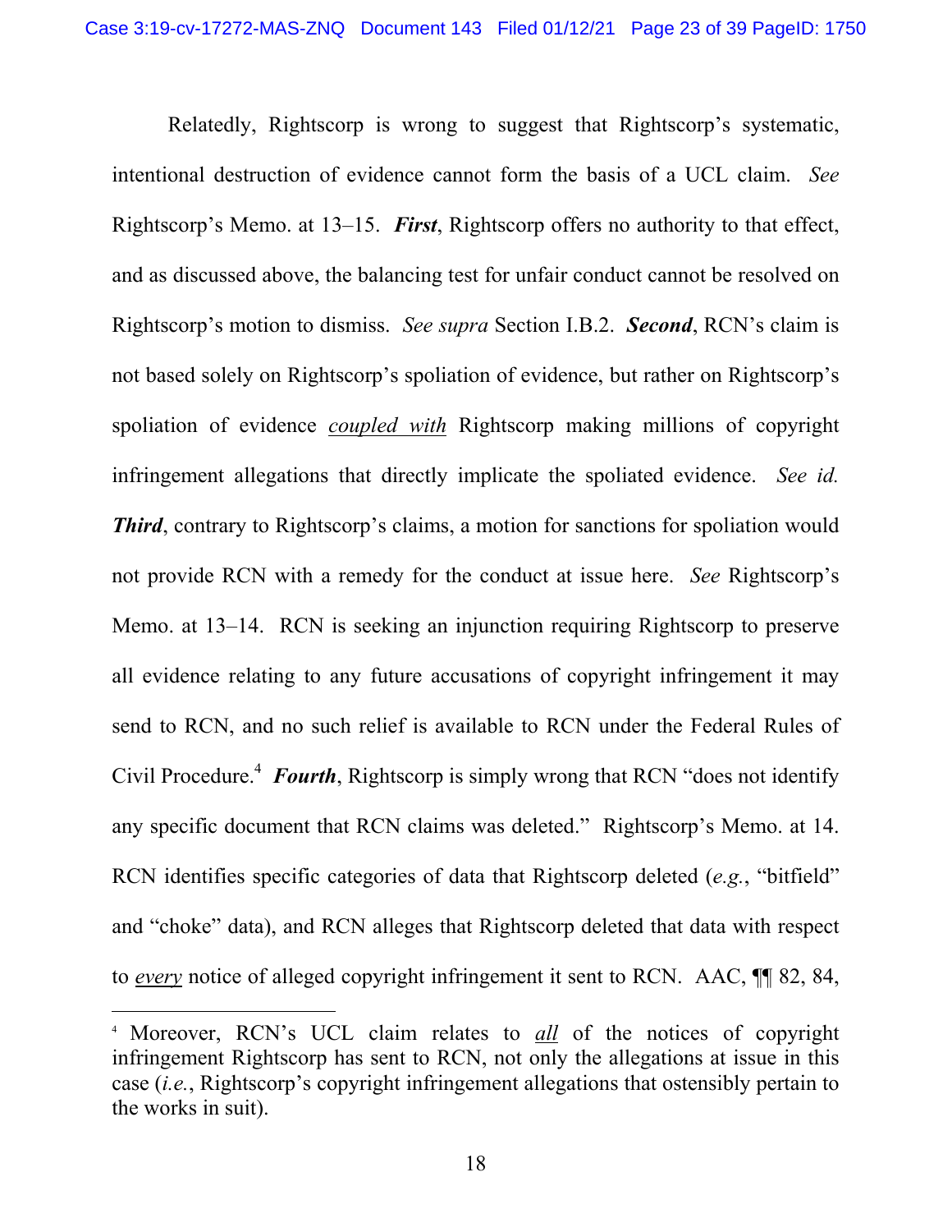Relatedly, Rightscorp is wrong to suggest that Rightscorp's systematic, intentional destruction of evidence cannot form the basis of a UCL claim. *See* Rightscorp's Memo. at 13–15. ***First***, Rightscorp offers no authority to that effect, and as discussed above, the balancing test for unfair conduct cannot be resolved on Rightscorp's motion to dismiss. *See supra* Section I.B.2. ***Second***, RCN's claim is not based solely on Rightscorp's spoliation of evidence, but rather on Rightscorp's spoliation of evidence *coupled with* Rightscorp making millions of copyright infringement allegations that directly implicate the spoliated evidence. *See id.* ***Third***, contrary to Rightscorp's claims, a motion for sanctions for spoliation would not provide RCN with a remedy for the conduct at issue here. *See* Rightscorp's Memo. at 13–14. RCN is seeking an injunction requiring Rightscorp to preserve all evidence relating to any future accusations of copyright infringement it may send to RCN, and no such relief is available to RCN under the Federal Rules of Civil Procedure.[4] ***Fourth***, Rightscorp is simply wrong that RCN "does not identify any specific document that RCN claims was deleted." Rightscorp's Memo. at 14. RCN identifies specific categories of data that Rightscorp deleted (*e.g.*, "bitfield" and "choke" data), and RCN alleges that Rightscorp deleted that data with respect to *every* notice of alleged copyright infringement it sent to RCN. AAC, ¶¶ 82, 84,

---

[4] Moreover, RCN's UCL claim relates to *all* of the notices of copyright infringement Rightscorp has sent to RCN, not only the allegations at issue in this case (*i.e.*, Rightscorp's copyright infringement allegations that ostensibly pertain to the works in suit).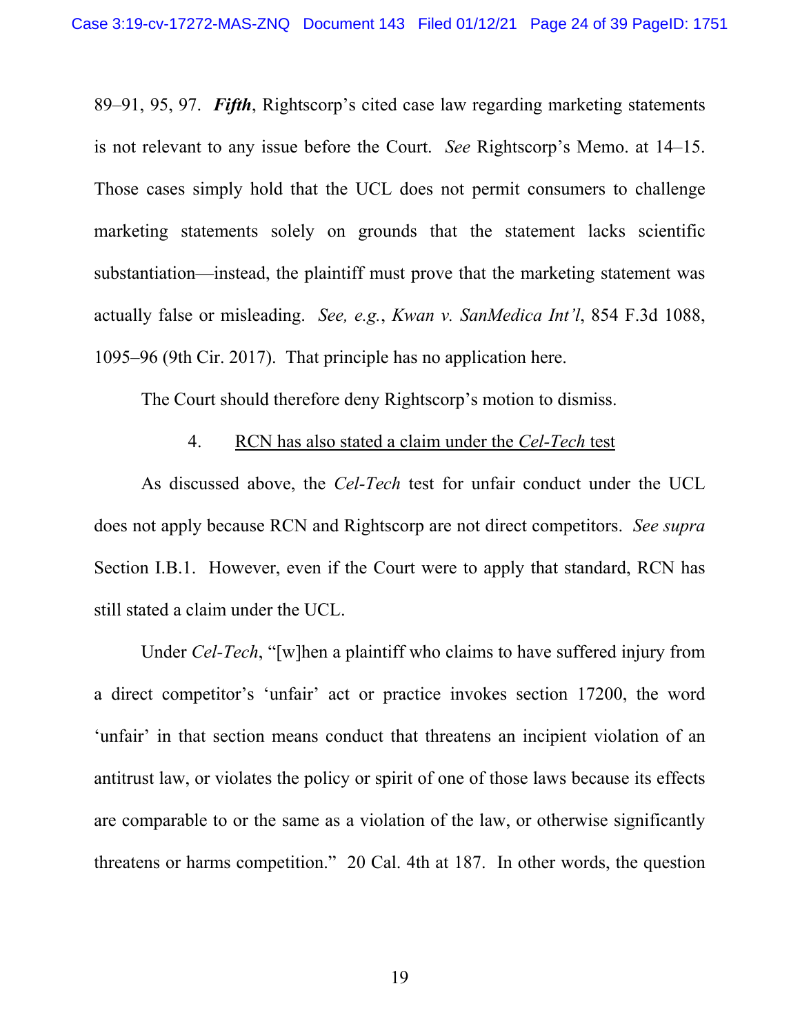89–91, 95, 97. ***Fifth***, Rightscorp's cited case law regarding marketing statements is not relevant to any issue before the Court. *See* Rightscorp's Memo. at 14–15. Those cases simply hold that the UCL does not permit consumers to challenge marketing statements solely on grounds that the statement lacks scientific substantiation—instead, the plaintiff must prove that the marketing statement was actually false or misleading. *See, e.g.*, *Kwan v. SanMedica Int'l*, 854 F.3d 1088, 1095–96 (9th Cir. 2017). That principle has no application here.

The Court should therefore deny Rightscorp's motion to dismiss.

4. <u>RCN has also stated a claim under the *Cel-Tech* test</u>

As discussed above, the *Cel-Tech* test for unfair conduct under the UCL does not apply because RCN and Rightscorp are not direct competitors. *See supra* Section I.B.1. However, even if the Court were to apply that standard, RCN has still stated a claim under the UCL.

Under *Cel-Tech*, "[w]hen a plaintiff who claims to have suffered injury from a direct competitor's 'unfair' act or practice invokes section 17200, the word 'unfair' in that section means conduct that threatens an incipient violation of an antitrust law, or violates the policy or spirit of one of those laws because its effects are comparable to or the same as a violation of the law, or otherwise significantly threatens or harms competition." 20 Cal. 4th at 187. In other words, the question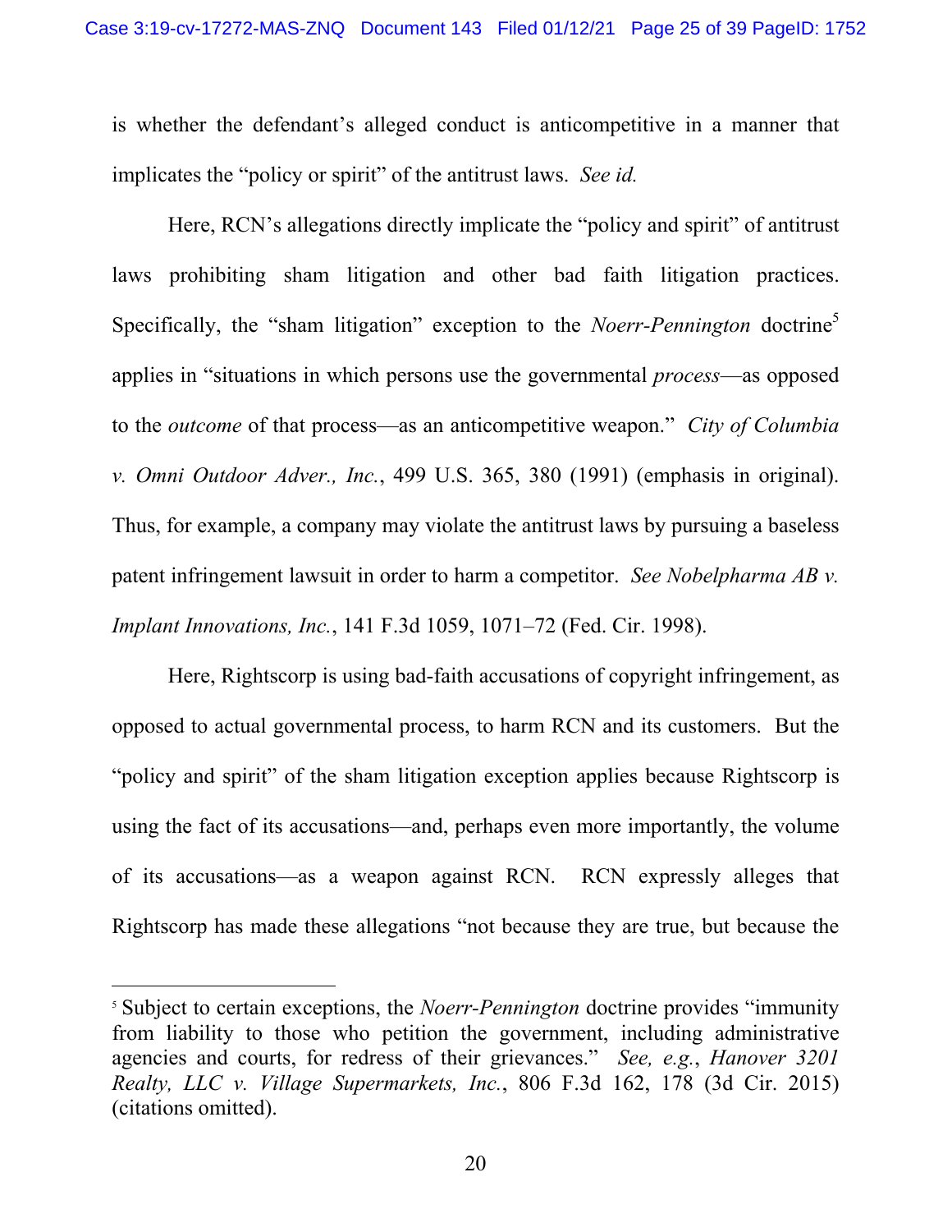is whether the defendant's alleged conduct is anticompetitive in a manner that implicates the "policy or spirit" of the antitrust laws. *See id.*

Here, RCN's allegations directly implicate the "policy and spirit" of antitrust laws prohibiting sham litigation and other bad faith litigation practices. Specifically, the "sham litigation" exception to the *Noerr-Pennington* doctrine[5] applies in "situations in which persons use the governmental *process*—as opposed to the *outcome* of that process—as an anticompetitive weapon." *City of Columbia v. Omni Outdoor Adver., Inc.*, 499 U.S. 365, 380 (1991) (emphasis in original). Thus, for example, a company may violate the antitrust laws by pursuing a baseless patent infringement lawsuit in order to harm a competitor. *See Nobelpharma AB v. Implant Innovations, Inc.*, 141 F.3d 1059, 1071–72 (Fed. Cir. 1998).

Here, Rightscorp is using bad-faith accusations of copyright infringement, as opposed to actual governmental process, to harm RCN and its customers. But the "policy and spirit" of the sham litigation exception applies because Rightscorp is using the fact of its accusations—and, perhaps even more importantly, the volume of its accusations—as a weapon against RCN. RCN expressly alleges that Rightscorp has made these allegations "not because they are true, but because the

[5] Subject to certain exceptions, the *Noerr-Pennington* doctrine provides "immunity from liability to those who petition the government, including administrative agencies and courts, for redress of their grievances." *See, e.g.*, *Hanover 3201 Realty, LLC v. Village Supermarkets, Inc.*, 806 F.3d 162, 178 (3d Cir. 2015) (citations omitted).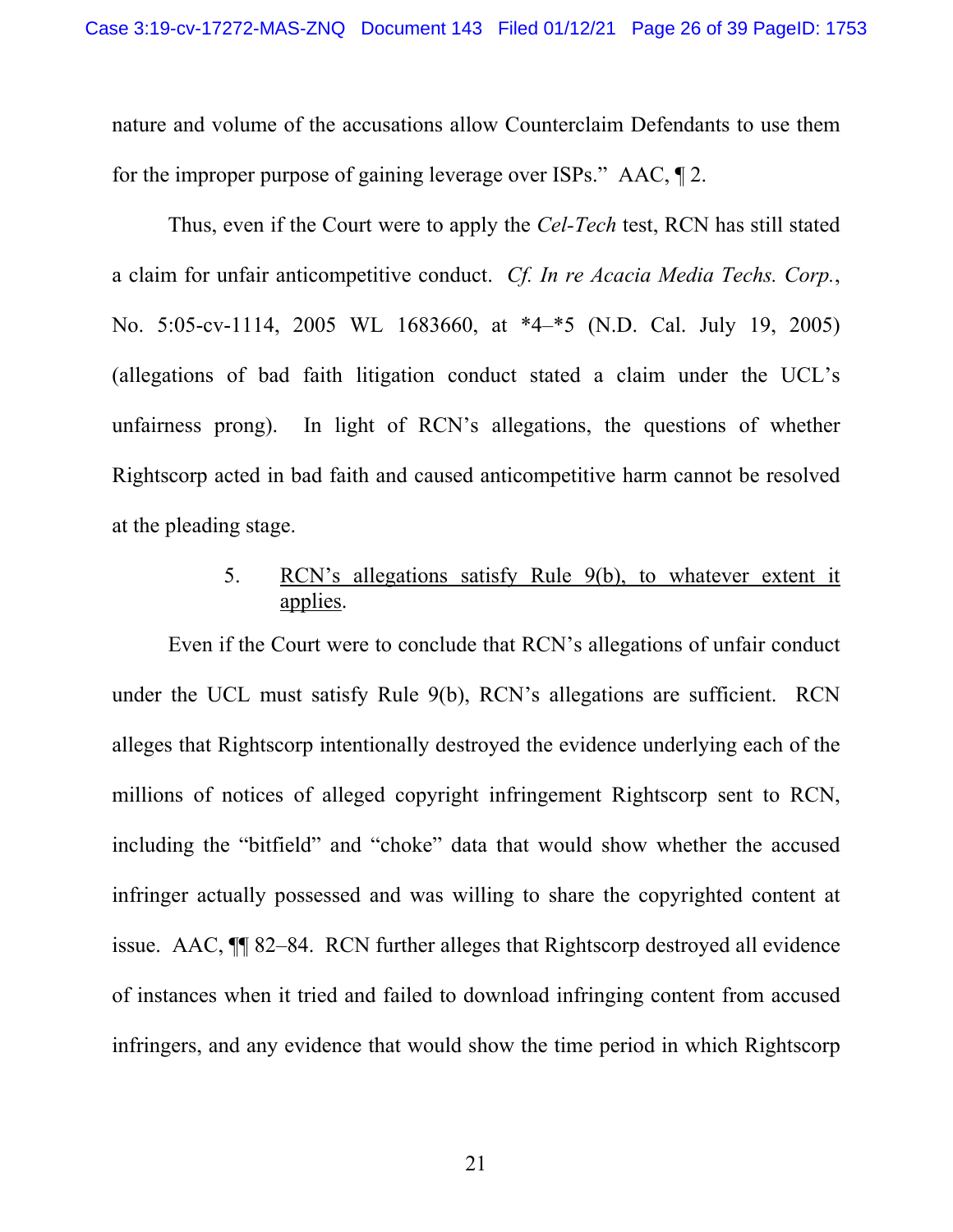nature and volume of the accusations allow Counterclaim Defendants to use them for the improper purpose of gaining leverage over ISPs." AAC, ¶ 2.

Thus, even if the Court were to apply the *Cel-Tech* test, RCN has still stated a claim for unfair anticompetitive conduct. *Cf. In re Acacia Media Techs. Corp.*, No. 5:05-cv-1114, 2005 WL 1683660, at *4–*5 (N.D. Cal. July 19, 2005) (allegations of bad faith litigation conduct stated a claim under the UCL's unfairness prong). In light of RCN's allegations, the questions of whether Rightscorp acted in bad faith and caused anticompetitive harm cannot be resolved at the pleading stage.

5. <u>RCN's allegations satisfy Rule 9(b), to whatever extent it applies</u>.

Even if the Court were to conclude that RCN's allegations of unfair conduct under the UCL must satisfy Rule 9(b), RCN's allegations are sufficient. RCN alleges that Rightscorp intentionally destroyed the evidence underlying each of the millions of notices of alleged copyright infringement Rightscorp sent to RCN, including the "bitfield" and "choke" data that would show whether the accused infringer actually possessed and was willing to share the copyrighted content at issue. AAC, ¶¶ 82–84. RCN further alleges that Rightscorp destroyed all evidence of instances when it tried and failed to download infringing content from accused infringers, and any evidence that would show the time period in which Rightscorp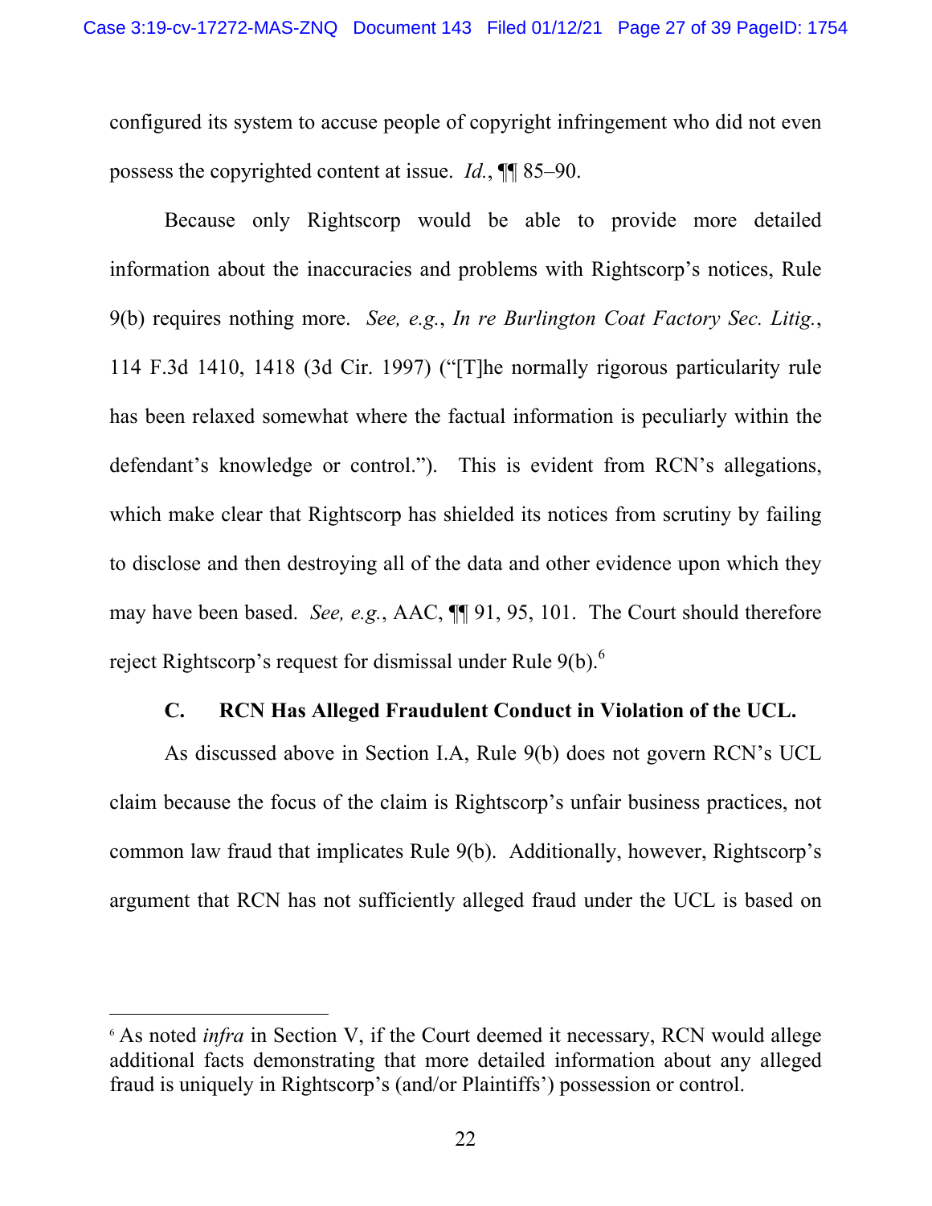configured its system to accuse people of copyright infringement who did not even possess the copyrighted content at issue. *Id.*, ¶¶ 85–90.

Because only Rightscorp would be able to provide more detailed information about the inaccuracies and problems with Rightscorp's notices, Rule 9(b) requires nothing more. *See, e.g.*, *In re Burlington Coat Factory Sec. Litig.*, 114 F.3d 1410, 1418 (3d Cir. 1997) ("[T]he normally rigorous particularity rule has been relaxed somewhat where the factual information is peculiarly within the defendant's knowledge or control."). This is evident from RCN's allegations, which make clear that Rightscorp has shielded its notices from scrutiny by failing to disclose and then destroying all of the data and other evidence upon which they may have been based. *See, e.g.*, AAC, ¶¶ 91, 95, 101. The Court should therefore reject Rightscorp's request for dismissal under Rule 9(b).[6]

### C. RCN Has Alleged Fraudulent Conduct in Violation of the UCL.

As discussed above in Section I.A, Rule 9(b) does not govern RCN's UCL claim because the focus of the claim is Rightscorp's unfair business practices, not common law fraud that implicates Rule 9(b). Additionally, however, Rightscorp's argument that RCN has not sufficiently alleged fraud under the UCL is based on

---

[6] As noted *infra* in Section V, if the Court deemed it necessary, RCN would allege additional facts demonstrating that more detailed information about any alleged fraud is uniquely in Rightscorp's (and/or Plaintiffs') possession or control.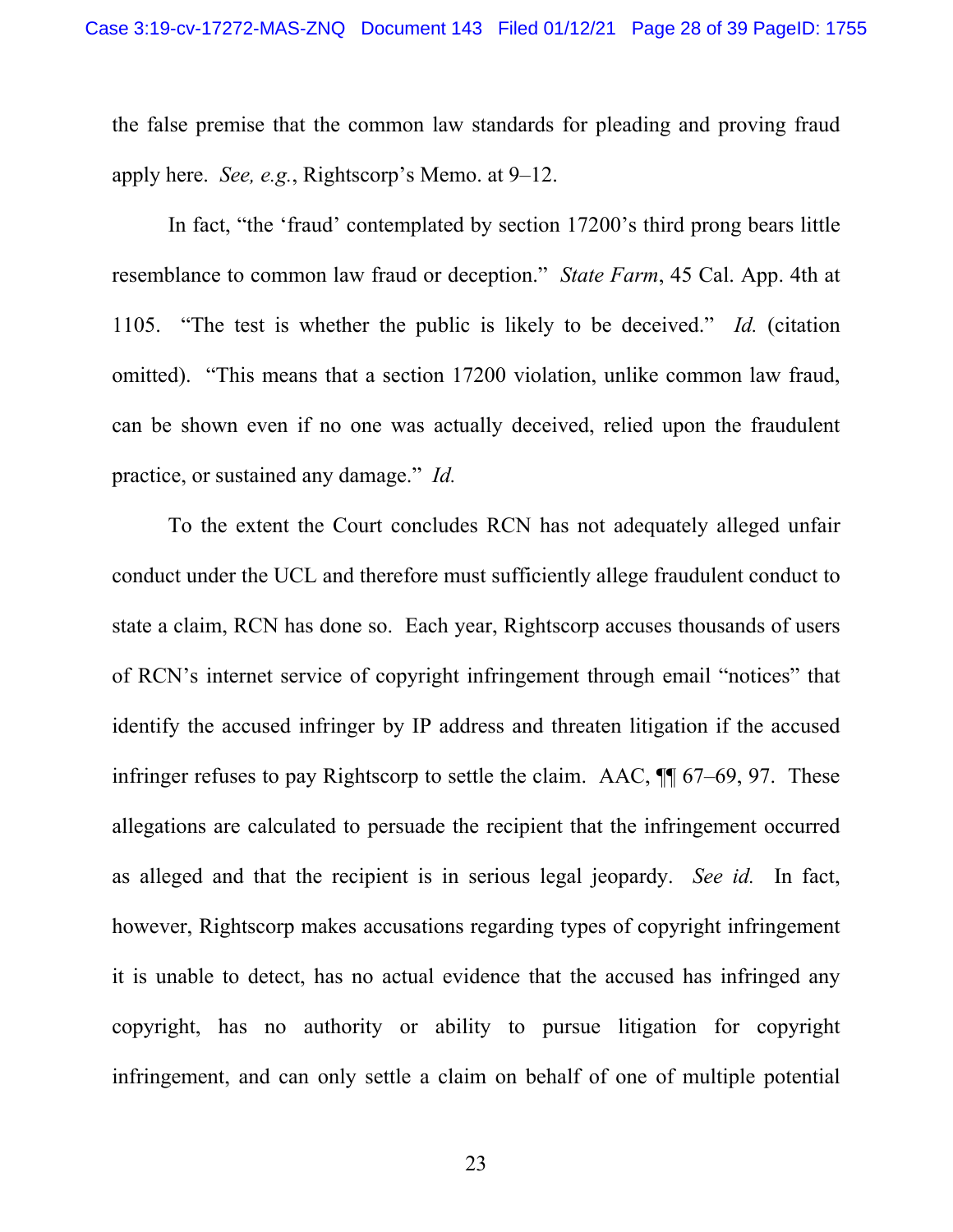the false premise that the common law standards for pleading and proving fraud apply here. *See, e.g.*, Rightscorp's Memo. at 9–12.

In fact, "the 'fraud' contemplated by section 17200's third prong bears little resemblance to common law fraud or deception." *State Farm*, 45 Cal. App. 4th at 1105. "The test is whether the public is likely to be deceived." *Id.* (citation omitted). "This means that a section 17200 violation, unlike common law fraud, can be shown even if no one was actually deceived, relied upon the fraudulent practice, or sustained any damage." *Id.*

To the extent the Court concludes RCN has not adequately alleged unfair conduct under the UCL and therefore must sufficiently allege fraudulent conduct to state a claim, RCN has done so. Each year, Rightscorp accuses thousands of users of RCN's internet service of copyright infringement through email "notices" that identify the accused infringer by IP address and threaten litigation if the accused infringer refuses to pay Rightscorp to settle the claim. AAC, ¶¶ 67–69, 97. These allegations are calculated to persuade the recipient that the infringement occurred as alleged and that the recipient is in serious legal jeopardy. *See id.* In fact, however, Rightscorp makes accusations regarding types of copyright infringement it is unable to detect, has no actual evidence that the accused has infringed any copyright, has no authority or ability to pursue litigation for copyright infringement, and can only settle a claim on behalf of one of multiple potential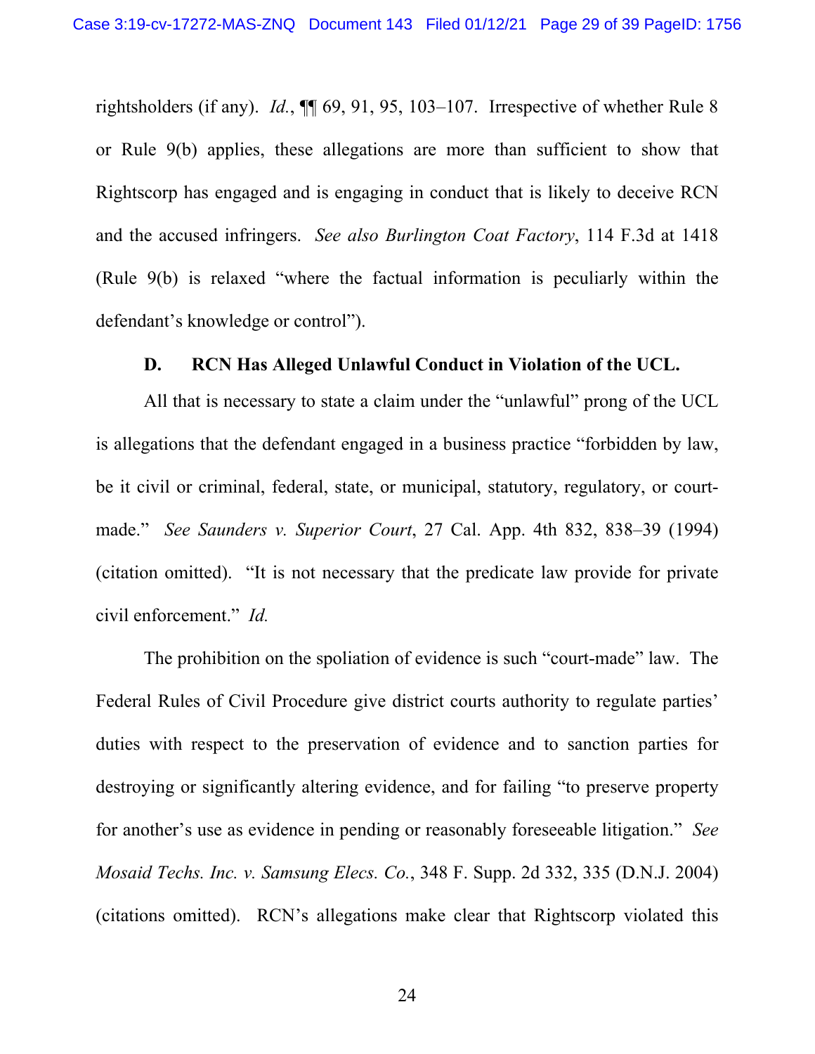rightsholders (if any). *Id.*, ¶¶ 69, 91, 95, 103–107. Irrespective of whether Rule 8 or Rule 9(b) applies, these allegations are more than sufficient to show that Rightscorp has engaged and is engaging in conduct that is likely to deceive RCN and the accused infringers. *See also Burlington Coat Factory*, 114 F.3d at 1418 (Rule 9(b) is relaxed "where the factual information is peculiarly within the defendant's knowledge or control").

### D. RCN Has Alleged Unlawful Conduct in Violation of the UCL.

All that is necessary to state a claim under the "unlawful" prong of the UCL is allegations that the defendant engaged in a business practice "forbidden by law, be it civil or criminal, federal, state, or municipal, statutory, regulatory, or court-made." *See Saunders v. Superior Court*, 27 Cal. App. 4th 832, 838–39 (1994) (citation omitted). "It is not necessary that the predicate law provide for private civil enforcement." *Id.*

The prohibition on the spoliation of evidence is such "court-made" law. The Federal Rules of Civil Procedure give district courts authority to regulate parties' duties with respect to the preservation of evidence and to sanction parties for destroying or significantly altering evidence, and for failing "to preserve property for another's use as evidence in pending or reasonably foreseeable litigation." *See Mosaid Techs. Inc. v. Samsung Elecs. Co.*, 348 F. Supp. 2d 332, 335 (D.N.J. 2004) (citations omitted). RCN's allegations make clear that Rightscorp violated this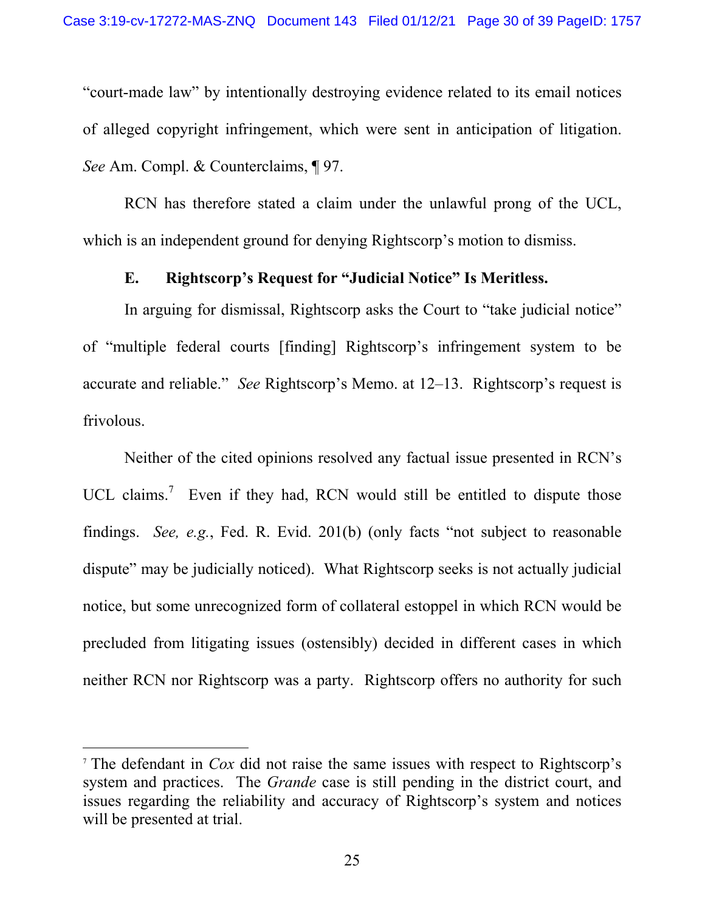"court-made law" by intentionally destroying evidence related to its email notices of alleged copyright infringement, which were sent in anticipation of litigation. *See* Am. Compl. & Counterclaims, ¶ 97.

RCN has therefore stated a claim under the unlawful prong of the UCL, which is an independent ground for denying Rightscorp's motion to dismiss.

### E. Rightscorp's Request for "Judicial Notice" Is Meritless.

In arguing for dismissal, Rightscorp asks the Court to "take judicial notice" of "multiple federal courts [finding] Rightscorp's infringement system to be accurate and reliable." *See* Rightscorp's Memo. at 12–13. Rightscorp's request is frivolous.

Neither of the cited opinions resolved any factual issue presented in RCN's UCL claims.[7] Even if they had, RCN would still be entitled to dispute those findings. *See, e.g.*, Fed. R. Evid. 201(b) (only facts "not subject to reasonable dispute" may be judicially noticed). What Rightscorp seeks is not actually judicial notice, but some unrecognized form of collateral estoppel in which RCN would be precluded from litigating issues (ostensibly) decided in different cases in which neither RCN nor Rightscorp was a party. Rightscorp offers no authority for such

---

[7] The defendant in *Cox* did not raise the same issues with respect to Rightscorp's system and practices. The *Grande* case is still pending in the district court, and issues regarding the reliability and accuracy of Rightscorp's system and notices will be presented at trial.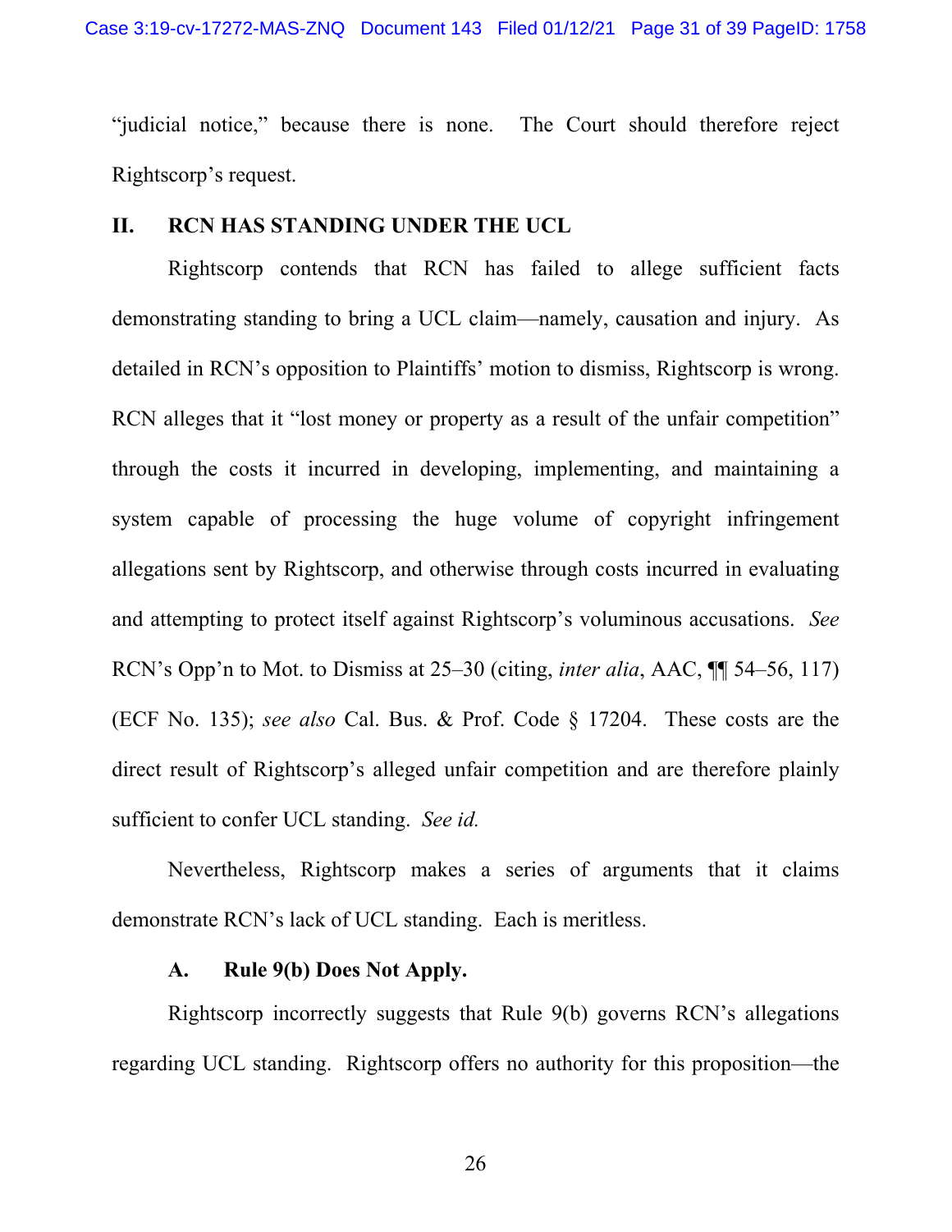"judicial notice," because there is none. The Court should therefore reject Rightscorp's request.

## II. RCN HAS STANDING UNDER THE UCL

Rightscorp contends that RCN has failed to allege sufficient facts demonstrating standing to bring a UCL claim—namely, causation and injury. As detailed in RCN's opposition to Plaintiffs' motion to dismiss, Rightscorp is wrong. RCN alleges that it "lost money or property as a result of the unfair competition" through the costs it incurred in developing, implementing, and maintaining a system capable of processing the huge volume of copyright infringement allegations sent by Rightscorp, and otherwise through costs incurred in evaluating and attempting to protect itself against Rightscorp's voluminous accusations. *See* RCN's Opp'n to Mot. to Dismiss at 25–30 (citing, *inter alia*, AAC, ¶¶ 54–56, 117) (ECF No. 135); *see also* Cal. Bus. & Prof. Code § 17204. These costs are the direct result of Rightscorp's alleged unfair competition and are therefore plainly sufficient to confer UCL standing. *See id.*

Nevertheless, Rightscorp makes a series of arguments that it claims demonstrate RCN's lack of UCL standing. Each is meritless.

### A. Rule 9(b) Does Not Apply.

Rightscorp incorrectly suggests that Rule 9(b) governs RCN's allegations regarding UCL standing. Rightscorp offers no authority for this proposition—the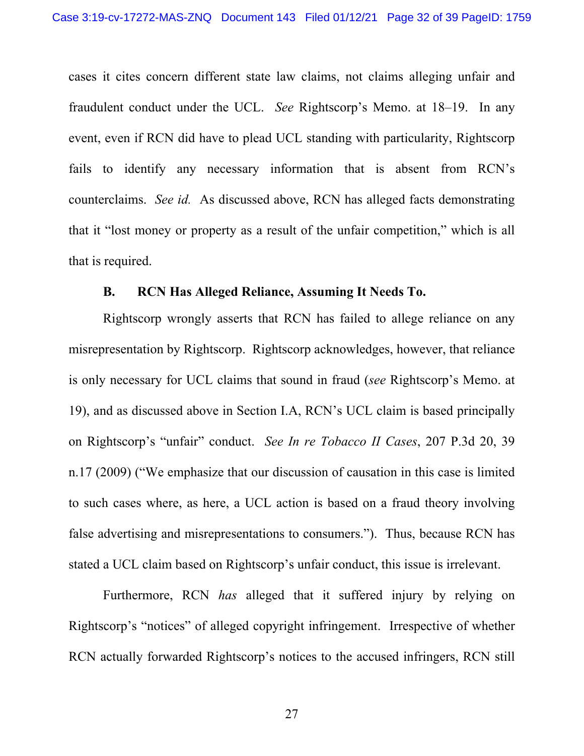cases it cites concern different state law claims, not claims alleging unfair and fraudulent conduct under the UCL. *See* Rightscorp's Memo. at 18–19. In any event, even if RCN did have to plead UCL standing with particularity, Rightscorp fails to identify any necessary information that is absent from RCN's counterclaims. *See id.* As discussed above, RCN has alleged facts demonstrating that it "lost money or property as a result of the unfair competition," which is all that is required.

### B. RCN Has Alleged Reliance, Assuming It Needs To.

Rightscorp wrongly asserts that RCN has failed to allege reliance on any misrepresentation by Rightscorp. Rightscorp acknowledges, however, that reliance is only necessary for UCL claims that sound in fraud (*see* Rightscorp's Memo. at 19), and as discussed above in Section I.A, RCN's UCL claim is based principally on Rightscorp's "unfair" conduct. *See In re Tobacco II Cases*, 207 P.3d 20, 39 n.17 (2009) ("We emphasize that our discussion of causation in this case is limited to such cases where, as here, a UCL action is based on a fraud theory involving false advertising and misrepresentations to consumers."). Thus, because RCN has stated a UCL claim based on Rightscorp's unfair conduct, this issue is irrelevant.

Furthermore, RCN *has* alleged that it suffered injury by relying on Rightscorp's "notices" of alleged copyright infringement. Irrespective of whether RCN actually forwarded Rightscorp's notices to the accused infringers, RCN still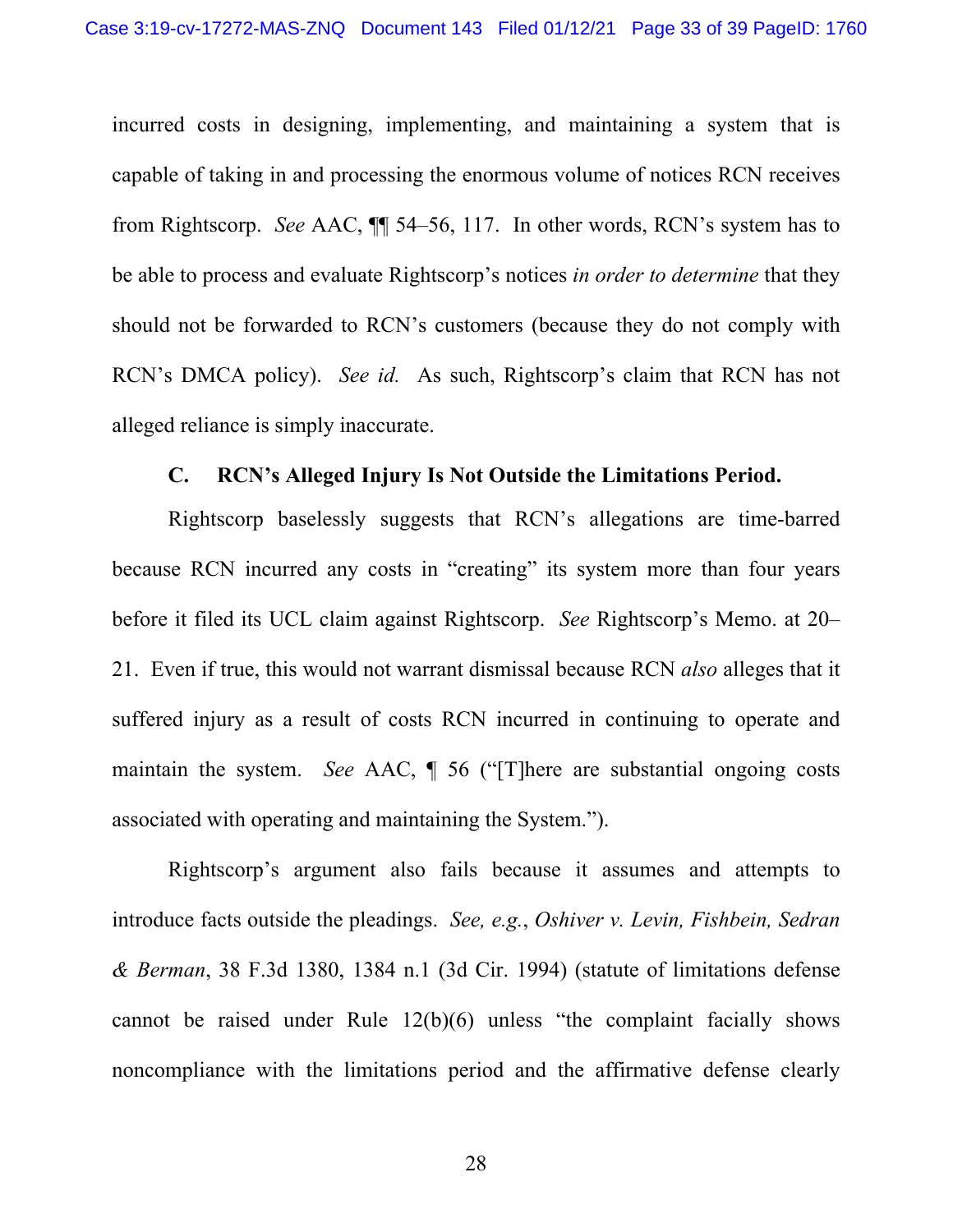incurred costs in designing, implementing, and maintaining a system that is capable of taking in and processing the enormous volume of notices RCN receives from Rightscorp. *See* AAC, ¶¶ 54–56, 117. In other words, RCN's system has to be able to process and evaluate Rightscorp's notices *in order to determine* that they should not be forwarded to RCN's customers (because they do not comply with RCN's DMCA policy). *See id.* As such, Rightscorp's claim that RCN has not alleged reliance is simply inaccurate.

### C. RCN's Alleged Injury Is Not Outside the Limitations Period.

Rightscorp baselessly suggests that RCN's allegations are time-barred because RCN incurred any costs in "creating" its system more than four years before it filed its UCL claim against Rightscorp. *See* Rightscorp's Memo. at 20–21. Even if true, this would not warrant dismissal because RCN *also* alleges that it suffered injury as a result of costs RCN incurred in continuing to operate and maintain the system. *See* AAC, ¶ 56 ("[T]here are substantial ongoing costs associated with operating and maintaining the System.").

Rightscorp's argument also fails because it assumes and attempts to introduce facts outside the pleadings. *See, e.g.*, *Oshiver v. Levin, Fishbein, Sedran & Berman*, 38 F.3d 1380, 1384 n.1 (3d Cir. 1994) (statute of limitations defense cannot be raised under Rule 12(b)(6) unless "the complaint facially shows noncompliance with the limitations period and the affirmative defense clearly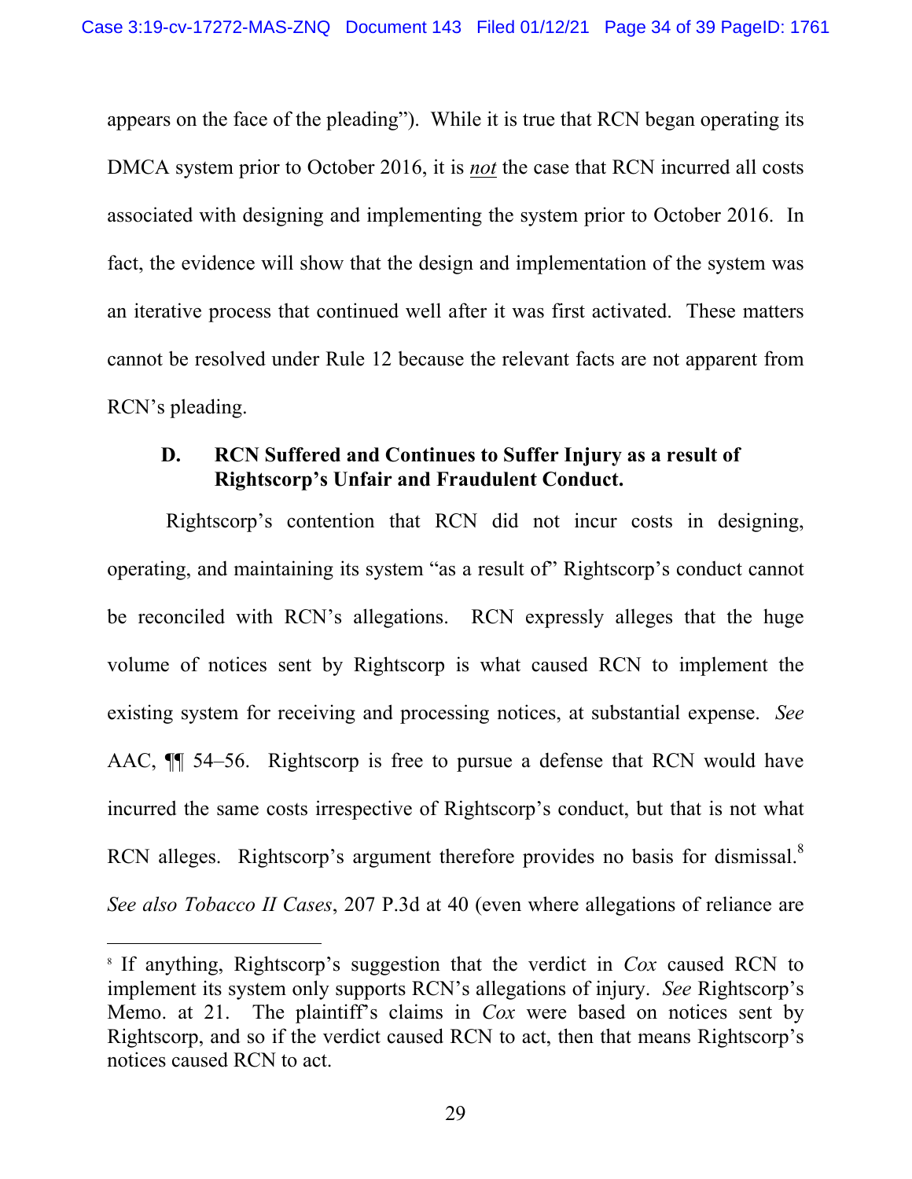appears on the face of the pleading"). While it is true that RCN began operating its DMCA system prior to October 2016, it is ***not*** the case that RCN incurred all costs associated with designing and implementing the system prior to October 2016. In fact, the evidence will show that the design and implementation of the system was an iterative process that continued well after it was first activated. These matters cannot be resolved under Rule 12 because the relevant facts are not apparent from RCN's pleading.

### D. RCN Suffered and Continues to Suffer Injury as a result of Rightscorp's Unfair and Fraudulent Conduct.

Rightscorp's contention that RCN did not incur costs in designing, operating, and maintaining its system "as a result of" Rightscorp's conduct cannot be reconciled with RCN's allegations. RCN expressly alleges that the huge volume of notices sent by Rightscorp is what caused RCN to implement the existing system for receiving and processing notices, at substantial expense. *See* AAC, ¶¶ 54–56. Rightscorp is free to pursue a defense that RCN would have incurred the same costs irrespective of Rightscorp's conduct, but that is not what RCN alleges. Rightscorp's argument therefore provides no basis for dismissal.[8] *See also Tobacco II Cases*, 207 P.3d at 40 (even where allegations of reliance are

[8] If anything, Rightscorp's suggestion that the verdict in *Cox* caused RCN to implement its system only supports RCN's allegations of injury. *See* Rightscorp's Memo. at 21. The plaintiff's claims in *Cox* were based on notices sent by Rightscorp, and so if the verdict caused RCN to act, then that means Rightscorp's notices caused RCN to act.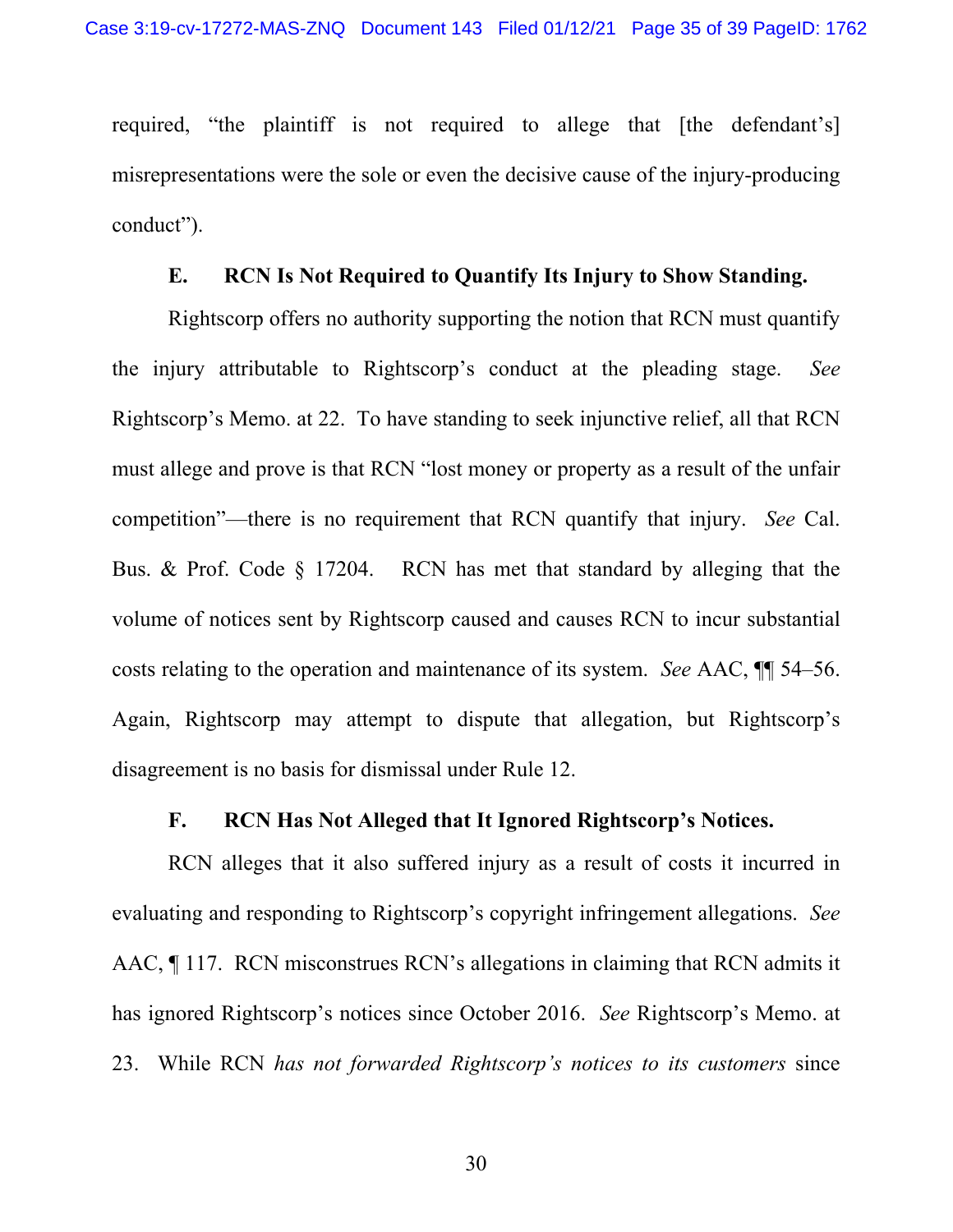required, "the plaintiff is not required to allege that [the defendant's] misrepresentations were the sole or even the decisive cause of the injury-producing conduct").

### E. RCN Is Not Required to Quantify Its Injury to Show Standing.

Rightscorp offers no authority supporting the notion that RCN must quantify the injury attributable to Rightscorp's conduct at the pleading stage. *See* Rightscorp's Memo. at 22. To have standing to seek injunctive relief, all that RCN must allege and prove is that RCN "lost money or property as a result of the unfair competition"—there is no requirement that RCN quantify that injury. *See* Cal. Bus. & Prof. Code § 17204. RCN has met that standard by alleging that the volume of notices sent by Rightscorp caused and causes RCN to incur substantial costs relating to the operation and maintenance of its system. *See* AAC, ¶¶ 54–56. Again, Rightscorp may attempt to dispute that allegation, but Rightscorp's disagreement is no basis for dismissal under Rule 12.

### F. RCN Has Not Alleged that It Ignored Rightscorp's Notices.

RCN alleges that it also suffered injury as a result of costs it incurred in evaluating and responding to Rightscorp's copyright infringement allegations. *See* AAC, ¶ 117. RCN misconstrues RCN's allegations in claiming that RCN admits it has ignored Rightscorp's notices since October 2016. *See* Rightscorp's Memo. at 23. While RCN *has not forwarded Rightscorp's notices to its customers* since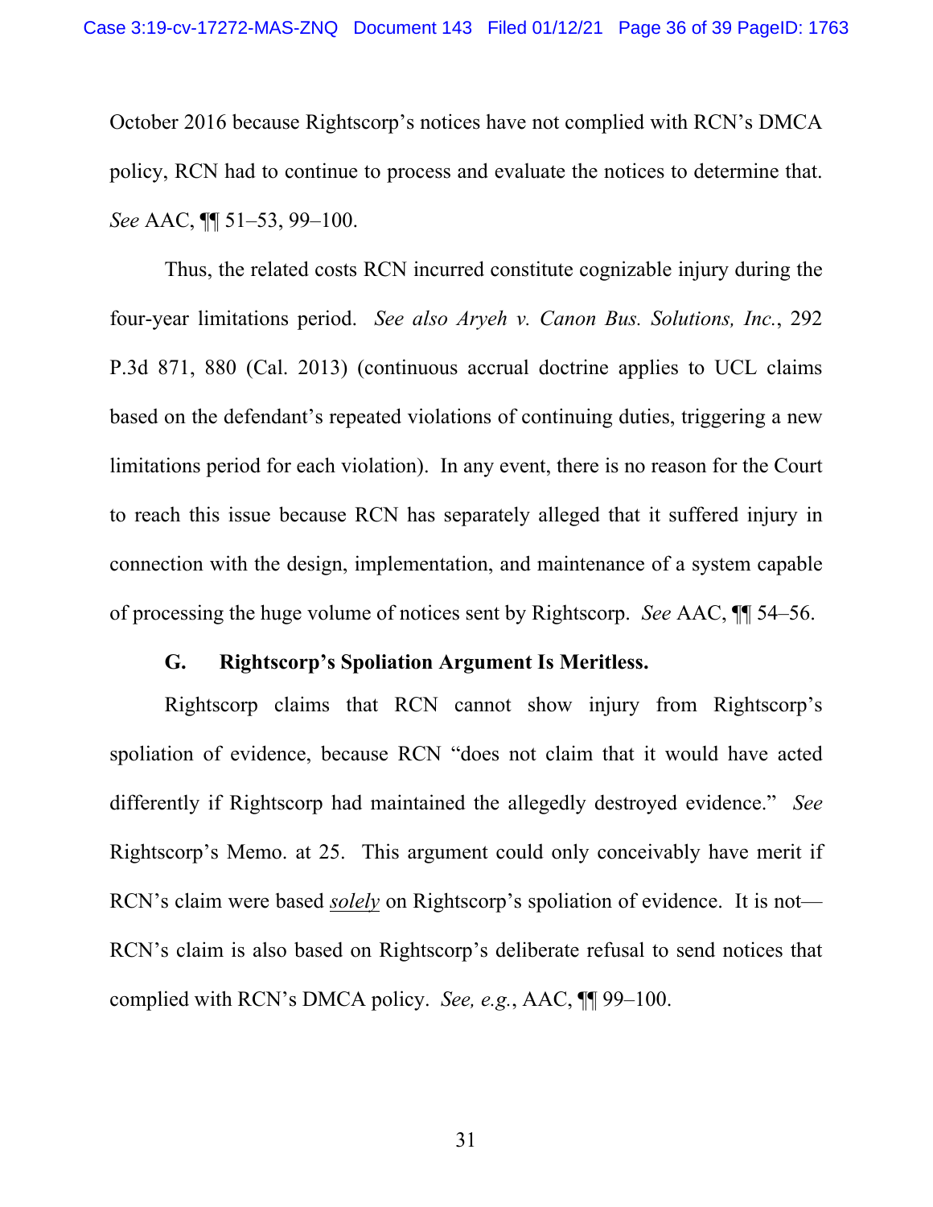October 2016 because Rightscorp's notices have not complied with RCN's DMCA policy, RCN had to continue to process and evaluate the notices to determine that. *See* AAC, ¶¶ 51–53, 99–100.

Thus, the related costs RCN incurred constitute cognizable injury during the four-year limitations period. *See also Aryeh v. Canon Bus. Solutions, Inc.*, 292 P.3d 871, 880 (Cal. 2013) (continuous accrual doctrine applies to UCL claims based on the defendant's repeated violations of continuing duties, triggering a new limitations period for each violation). In any event, there is no reason for the Court to reach this issue because RCN has separately alleged that it suffered injury in connection with the design, implementation, and maintenance of a system capable of processing the huge volume of notices sent by Rightscorp. *See* AAC, ¶¶ 54–56.

### G. Rightscorp's Spoliation Argument Is Meritless.

Rightscorp claims that RCN cannot show injury from Rightscorp's spoliation of evidence, because RCN "does not claim that it would have acted differently if Rightscorp had maintained the allegedly destroyed evidence." *See* Rightscorp's Memo. at 25. This argument could only conceivably have merit if RCN's claim were based ***solely*** on Rightscorp's spoliation of evidence. It is not—RCN's claim is also based on Rightscorp's deliberate refusal to send notices that complied with RCN's DMCA policy. *See, e.g.*, AAC, ¶¶ 99–100.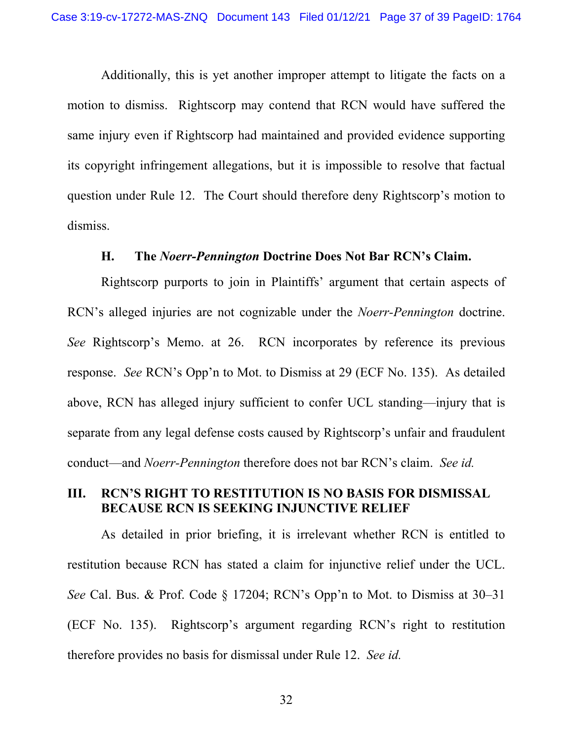Additionally, this is yet another improper attempt to litigate the facts on a motion to dismiss. Rightscorp may contend that RCN would have suffered the same injury even if Rightscorp had maintained and provided evidence supporting its copyright infringement allegations, but it is impossible to resolve that factual question under Rule 12. The Court should therefore deny Rightscorp's motion to dismiss.

### H. The *Noerr-Pennington* Doctrine Does Not Bar RCN's Claim.

Rightscorp purports to join in Plaintiffs' argument that certain aspects of RCN's alleged injuries are not cognizable under the *Noerr-Pennington* doctrine. *See* Rightscorp's Memo. at 26. RCN incorporates by reference its previous response. *See* RCN's Opp'n to Mot. to Dismiss at 29 (ECF No. 135). As detailed above, RCN has alleged injury sufficient to confer UCL standing—injury that is separate from any legal defense costs caused by Rightscorp's unfair and fraudulent conduct—and *Noerr-Pennington* therefore does not bar RCN's claim. *See id.*

## III. RCN'S RIGHT TO RESTITUTION IS NO BASIS FOR DISMISSAL BECAUSE RCN IS SEEKING INJUNCTIVE RELIEF

As detailed in prior briefing, it is irrelevant whether RCN is entitled to restitution because RCN has stated a claim for injunctive relief under the UCL. *See* Cal. Bus. & Prof. Code § 17204; RCN's Opp'n to Mot. to Dismiss at 30–31 (ECF No. 135). Rightscorp's argument regarding RCN's right to restitution therefore provides no basis for dismissal under Rule 12. *See id.*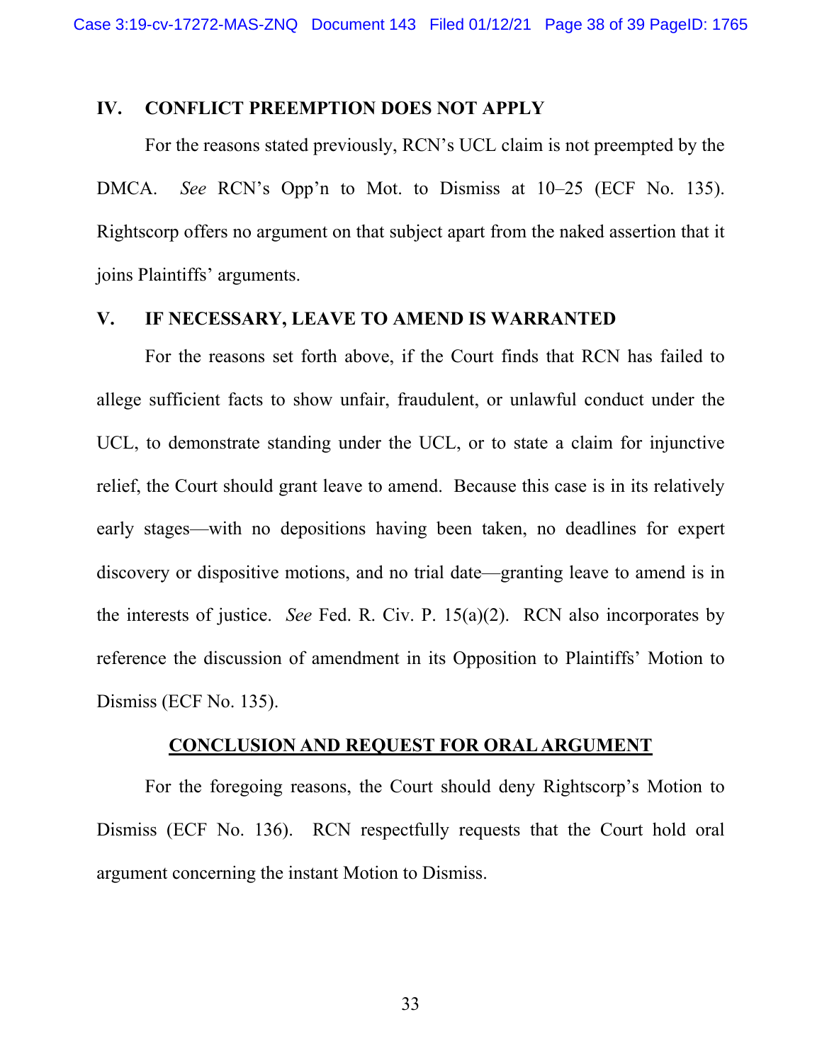## IV. CONFLICT PREEMPTION DOES NOT APPLY

For the reasons stated previously, RCN's UCL claim is not preempted by the DMCA. *See* RCN's Opp'n to Mot. to Dismiss at 10–25 (ECF No. 135). Rightscorp offers no argument on that subject apart from the naked assertion that it joins Plaintiffs' arguments.

## V. IF NECESSARY, LEAVE TO AMEND IS WARRANTED

For the reasons set forth above, if the Court finds that RCN has failed to allege sufficient facts to show unfair, fraudulent, or unlawful conduct under the UCL, to demonstrate standing under the UCL, or to state a claim for injunctive relief, the Court should grant leave to amend. Because this case is in its relatively early stages—with no depositions having been taken, no deadlines for expert discovery or dispositive motions, and no trial date—granting leave to amend is in the interests of justice. *See* Fed. R. Civ. P. 15(a)(2). RCN also incorporates by reference the discussion of amendment in its Opposition to Plaintiffs' Motion to Dismiss (ECF No. 135).

## CONCLUSION AND REQUEST FOR ORAL ARGUMENT

For the foregoing reasons, the Court should deny Rightscorp's Motion to Dismiss (ECF No. 136). RCN respectfully requests that the Court hold oral argument concerning the instant Motion to Dismiss.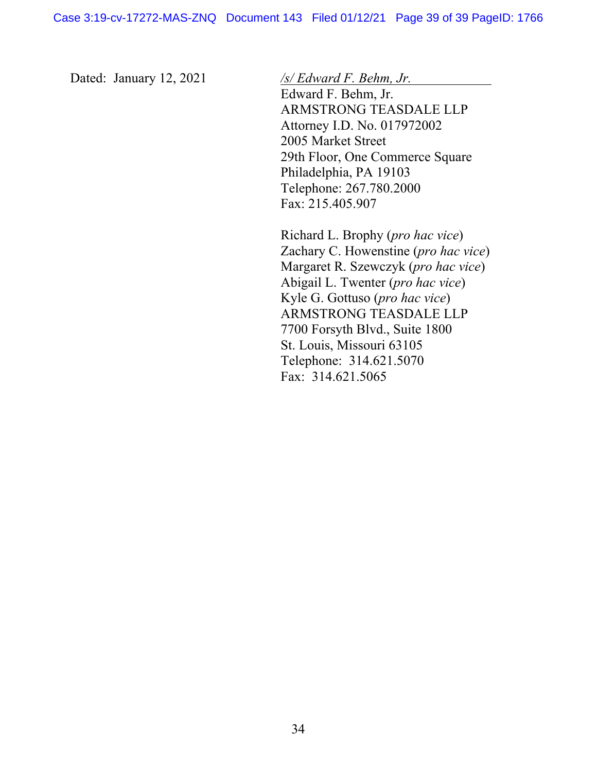Dated: January 12, 2021

*/s/ Edward F. Behm, Jr.*
Edward F. Behm, Jr.
ARMSTRONG TEASDALE LLP
Attorney I.D. No. 017972002
2005 Market Street
29th Floor, One Commerce Square
Philadelphia, PA 19103
Telephone: 267.780.2000
Fax: 215.405.907

Richard L. Brophy (*pro hac vice*)
Zachary C. Howenstine (*pro hac vice*)
Margaret R. Szewczyk (*pro hac vice*)
Abigail L. Twenter (*pro hac vice*)
Kyle G. Gottuso (*pro hac vice*)
ARMSTRONG TEASDALE LLP
7700 Forsyth Blvd., Suite 1800
St. Louis, Missouri 63105
Telephone: 314.621.5070
Fax: 314.621.5065